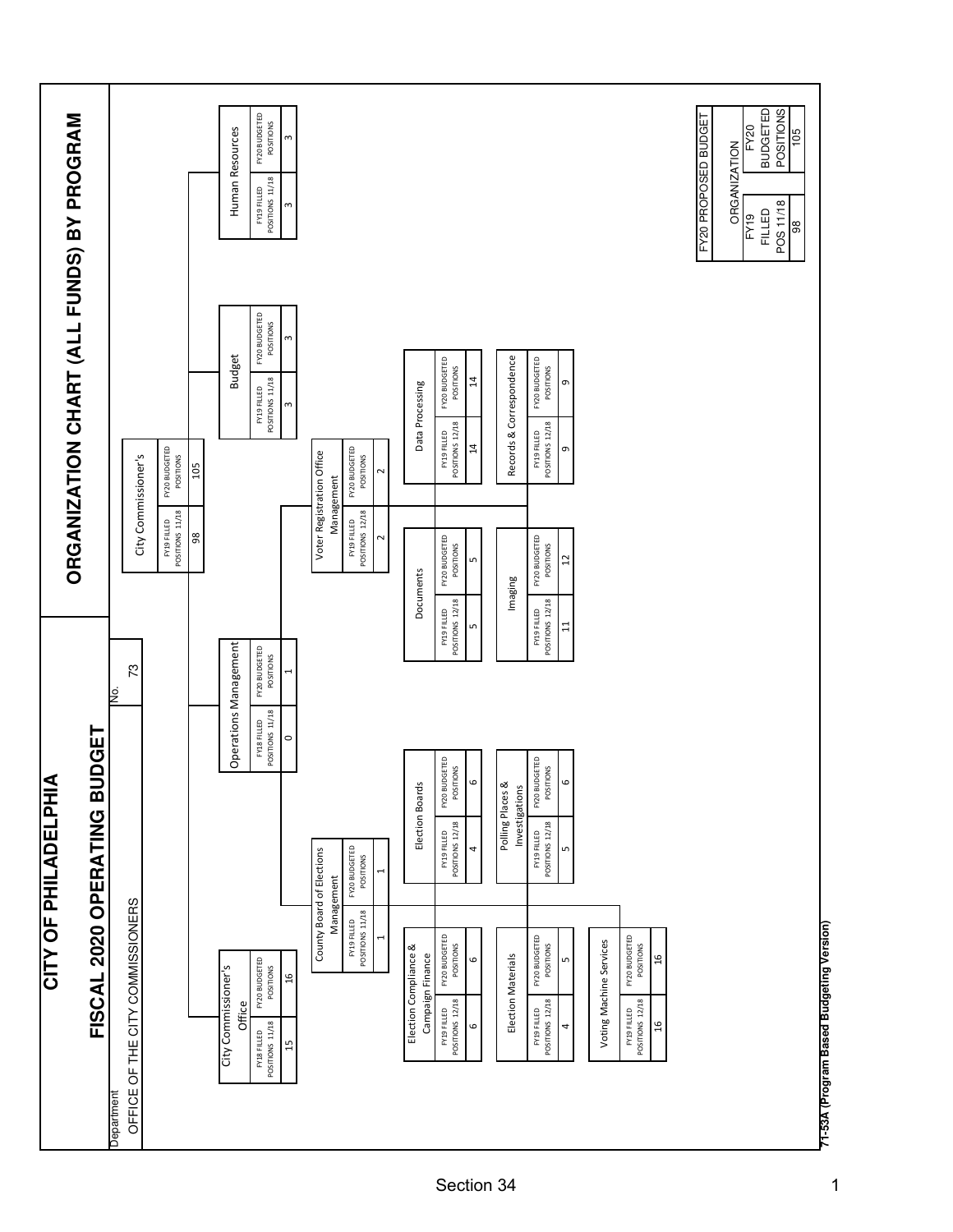# CITY OF PHILADELPHIA

## FISCAL 2020 OPERATING BUDGET

## ORGANIZATION CHART (ALL FUNDS) BY PROGRAM

| Department | No. |
|---|---|
| OFFICE OF THE CITY COMMISSIONERS | 73 |

| Unit | Filled Positions | Filled | FY20 Budgeted Positions |
|---|---|---|---|
| City Commissioner's | FY19 Filled Positions 11/18 | 98 | 105 |
| City Commissioner's Office | FY18 Filled Positions 11/18 | 15 | 16 |
| Operations Management | FY18 Filled Positions 11/18 | 0 | 1 |
| Budget | FY19 Filled Positions 11/18 | 3 | 3 |
| Human Resources | FY19 Filled Positions 11/18 | 3 | 3 |
| County Board of Elections Management | FY19 Filled Positions 11/18 | 1 | 1 |
| Election Compliance & Campaign Finance | FY19 Filled Positions 12/18 | 6 | 6 |
| Election Materials | FY19 Filled Positions 12/18 | 4 | 5 |
| Voting Machine Services | FY19 Filled Positions 12/18 | 16 | 16 |
| Election Boards | FY19 Filled Positions 12/18 | 4 | 6 |
| Polling Places & Investigations | FY19 Filled Positions 12/18 | 5 | 6 |
| Voter Registration Office Management | FY19 Filled Positions 12/18 | 2 | 2 |
| Documents | FY19 Filled Positions 12/18 | 5 | 5 |
| Imaging | FY19 Filled Positions 12/18 | 11 | 12 |
| Data Processing | FY19 Filled Positions 12/18 | 14 | 14 |
| Records & Correspondence | FY19 Filled Positions 12/18 | 9 | 9 |

| FY20 PROPOSED BUDGET | |
|---|---|
| ORGANIZATION | |
| FY19 FILLED POS 11/18 | FY20 BUDGETED POSITIONS |
| 98 | 105 |

71-53A (Program Based Budgeting Version)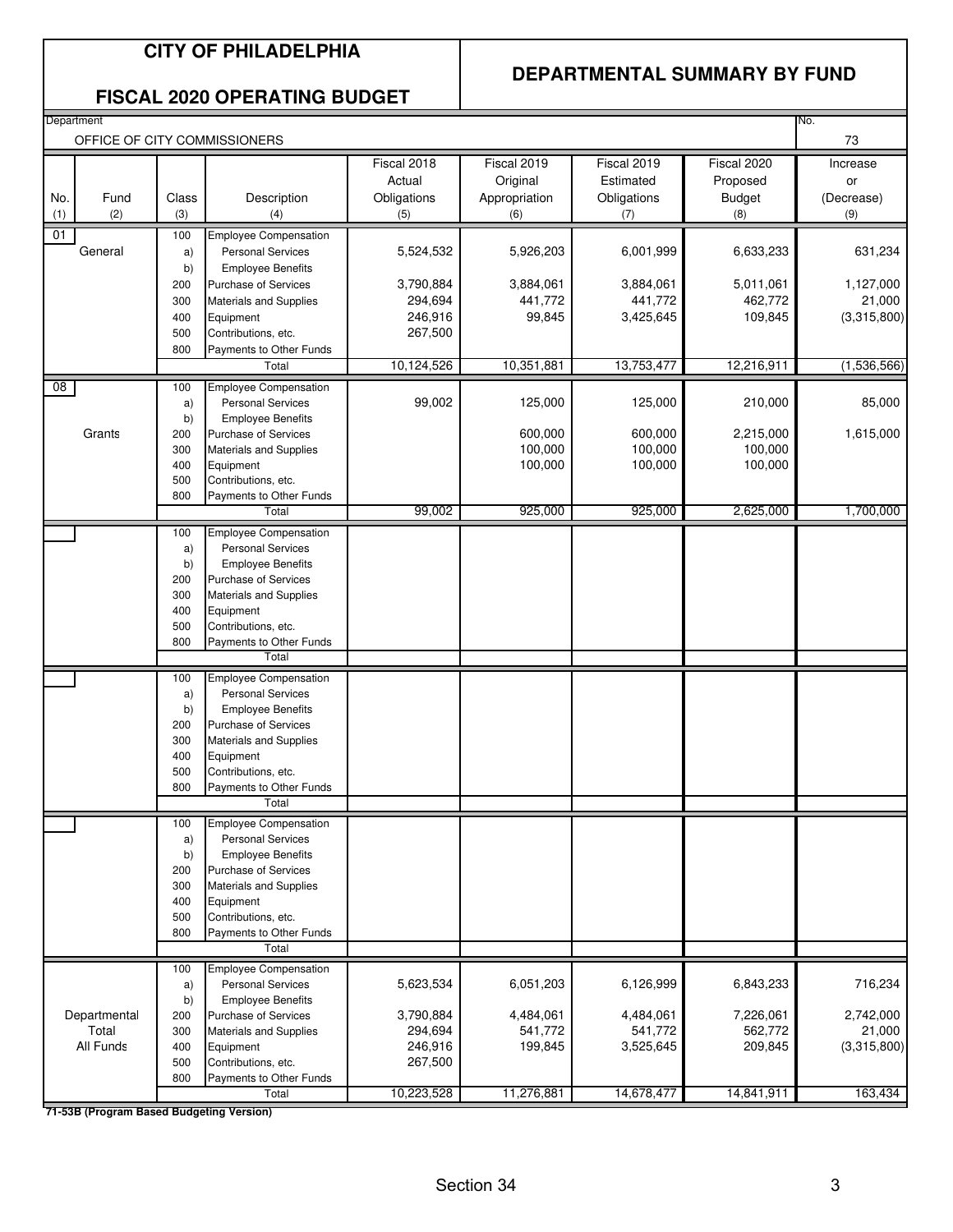# CITY OF PHILADELPHIA

## FISCAL 2020 OPERATING BUDGET

## DEPARTMENTAL SUMMARY BY FUND

Department: OFFICE OF CITY COMMISSIONERS | No. 73

| No. (1) | Fund (2) | Class (3) | Description (4) | Fiscal 2018 Actual Obligations (5) | Fiscal 2019 Original Appropriation (6) | Fiscal 2019 Estimated Obligations (7) | Fiscal 2020 Proposed Budget (8) | Increase or (Decrease) (9) |
|---|---|---|---|---|---|---|---|---|
| 01 | General | 100 | Employee Compensation | | | | | |
| | | a) | Personal Services | 5,524,532 | 5,926,203 | 6,001,999 | 6,633,233 | 631,234 |
| | | b) | Employee Benefits | | | | | |
| | | 200 | Purchase of Services | 3,790,884 | 3,884,061 | 3,884,061 | 5,011,061 | 1,127,000 |
| | | 300 | Materials and Supplies | 294,694 | 441,772 | 441,772 | 462,772 | 21,000 |
| | | 400 | Equipment | 246,916 | 99,845 | 3,425,645 | 109,845 | (3,315,800) |
| | | 500 | Contributions, etc. | 267,500 | | | | |
| | | 800 | Payments to Other Funds | | | | | |
| | | | Total | 10,124,526 | 10,351,881 | 13,753,477 | 12,216,911 | (1,536,566) |
| 08 | Grants | 100 | Employee Compensation | | | | | |
| | | a) | Personal Services | 99,002 | 125,000 | 125,000 | 210,000 | 85,000 |
| | | b) | Employee Benefits | | | | | |
| | | 200 | Purchase of Services | | 600,000 | 600,000 | 2,215,000 | 1,615,000 |
| | | 300 | Materials and Supplies | | 100,000 | 100,000 | 100,000 | |
| | | 400 | Equipment | | 100,000 | 100,000 | 100,000 | |
| | | 500 | Contributions, etc. | | | | | |
| | | 800 | Payments to Other Funds | | | | | |
| | | | Total | 99,002 | 925,000 | 925,000 | 2,625,000 | 1,700,000 |
| | Departmental Total All Funds | 100 | Employee Compensation | | | | | |
| | | a) | Personal Services | 5,623,534 | 6,051,203 | 6,126,999 | 6,843,233 | 716,234 |
| | | b) | Employee Benefits | | | | | |
| | | 200 | Purchase of Services | 3,790,884 | 4,484,061 | 4,484,061 | 7,226,061 | 2,742,000 |
| | | 300 | Materials and Supplies | 294,694 | 541,772 | 541,772 | 562,772 | 21,000 |
| | | 400 | Equipment | 246,916 | 199,845 | 3,525,645 | 209,845 | (3,315,800) |
| | | 500 | Contributions, etc. | 267,500 | | | | |
| | | 800 | Payments to Other Funds | | | | | |
| | | | Total | 10,223,528 | 11,276,881 | 14,678,477 | 14,841,911 | 163,434 |

**71-53B (Program Based Budgeting Version)**

Section 34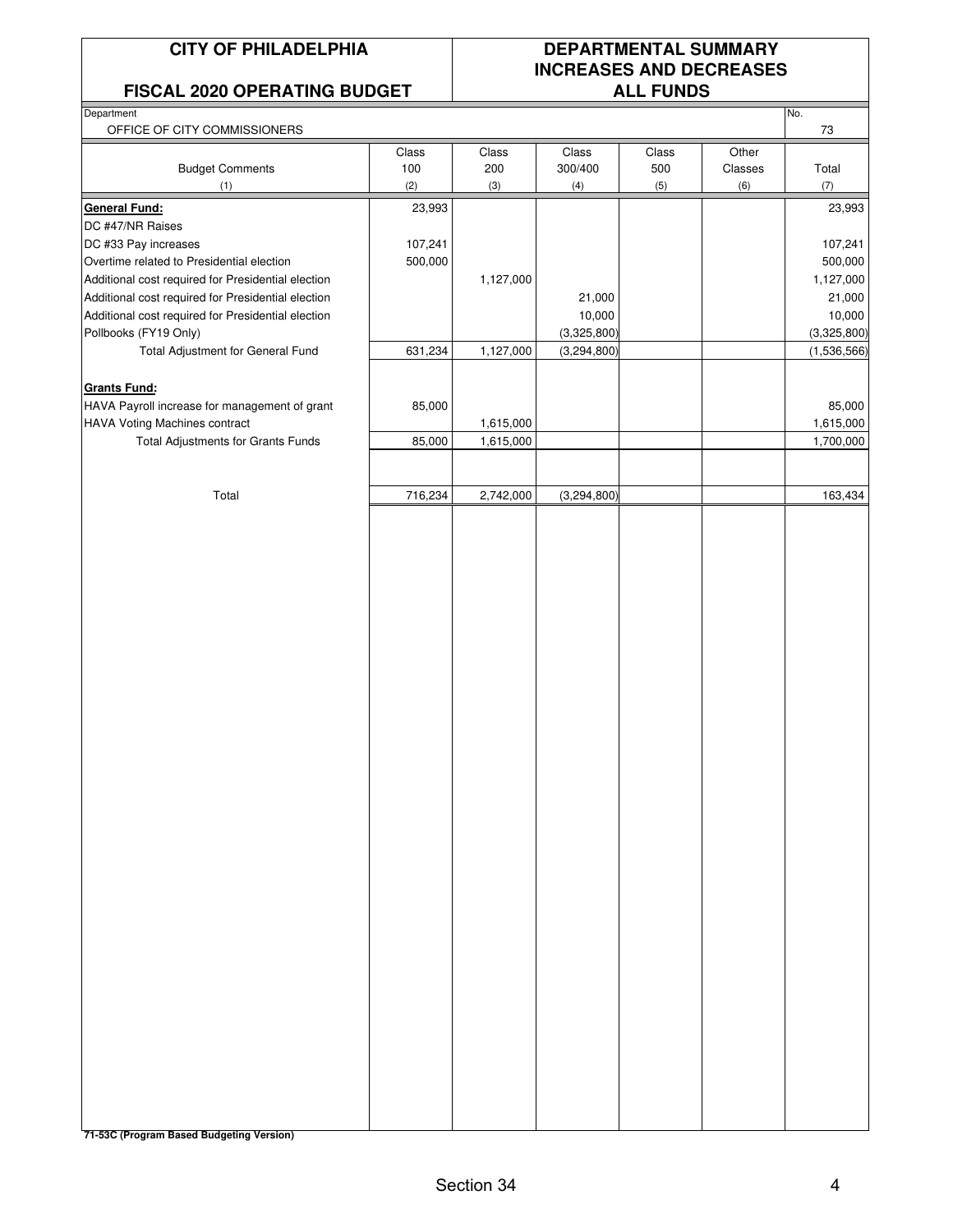| CITY OF PHILADELPHIA | DEPARTMENTAL SUMMARY INCREASES AND DECREASES |
|---|---|
| FISCAL 2020 OPERATING BUDGET | ALL FUNDS |

Department: OFFICE OF CITY COMMISSIONERS — No. 73

| Budget Comments (1) | Class 100 (2) | Class 200 (3) | Class 300/400 (4) | Class 500 (5) | Other Classes (6) | Total (7) |
|---|---|---|---|---|---|---|
| **General Fund:** | 23,993 | | | | | 23,993 |
| DC #47/NR Raises | | | | | | |
| DC #33 Pay increases | 107,241 | | | | | 107,241 |
| Overtime related to Presidential election | 500,000 | | | | | 500,000 |
| Additional cost required for Presidential election | | 1,127,000 | | | | 1,127,000 |
| Additional cost required for Presidential election | | | 21,000 | | | 21,000 |
| Additional cost required for Presidential election | | | 10,000 | | | 10,000 |
| Pollbooks (FY19 Only) | | | (3,325,800) | | | (3,325,800) |
| Total Adjustment for General Fund | 631,234 | 1,127,000 | (3,294,800) | | | (1,536,566) |
| **Grants Fund:** | | | | | | |
| HAVA Payroll increase for management of grant | 85,000 | | | | | 85,000 |
| HAVA Voting Machines contract | | 1,615,000 | | | | 1,615,000 |
| Total Adjustments for Grants Funds | 85,000 | 1,615,000 | | | | 1,700,000 |
| Total | 716,234 | 2,742,000 | (3,294,800) | | | 163,434 |

**71-53C (Program Based Budgeting Version)**

Section 34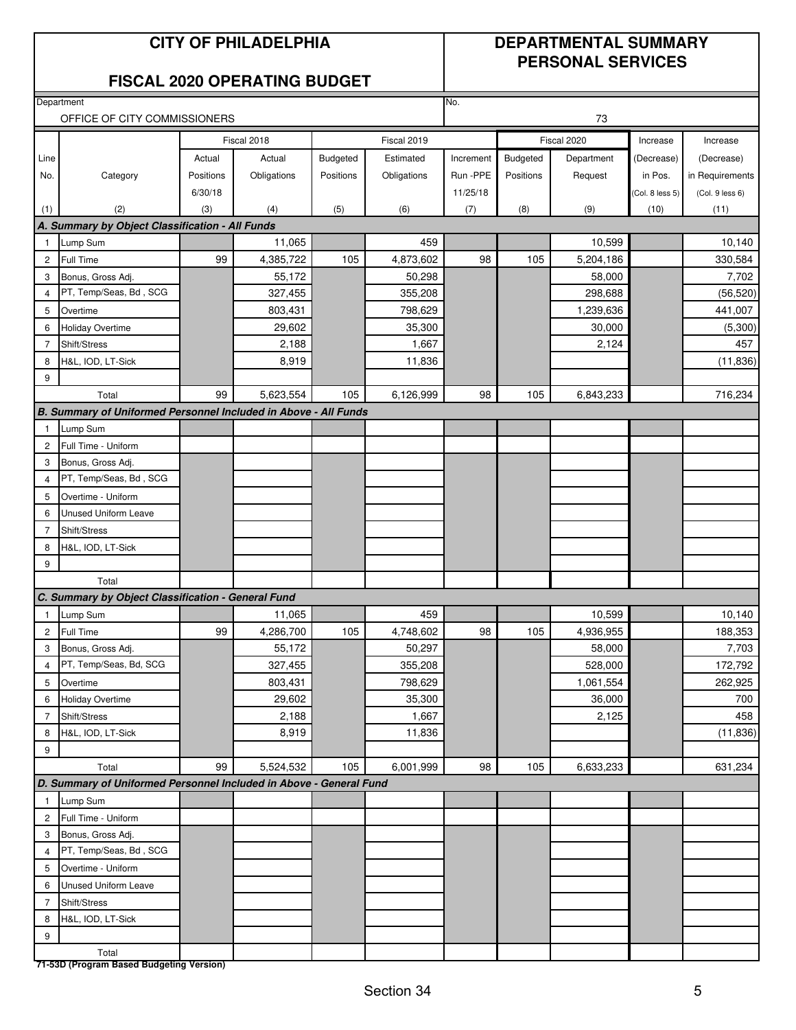# CITY OF PHILADELPHIA

## FISCAL 2020 OPERATING BUDGET

## DEPARTMENTAL SUMMARY PERSONAL SERVICES

Department: OFFICE OF CITY COMMISSIONERS

No.: 73

| Line No. | Category | Fiscal 2018 Actual Positions 6/30/18 | Fiscal 2018 Actual Obligations | Fiscal 2019 Budgeted Positions | Fiscal 2019 Estimated Obligations | Fiscal 2019 Increment Run -PPE 11/25/18 | Fiscal 2020 Budgeted Positions | Fiscal 2020 Department Request | Increase (Decrease) in Pos. (Col. 8 less 5) | Increase (Decrease) in Requirements (Col. 9 less 6) |
|---|---|---|---|---|---|---|---|---|---|---|
| (1) | (2) | (3) | (4) | (5) | (6) | (7) | (8) | (9) | (10) | (11) |
| **A. Summary by Object Classification - All Funds** | | | | | | | | | | |
| 1 | Lump Sum | | 11,065 | | 459 | | | 10,599 | | 10,140 |
| 2 | Full Time | 99 | 4,385,722 | 105 | 4,873,602 | 98 | 105 | 5,204,186 | | 330,584 |
| 3 | Bonus, Gross Adj. | | 55,172 | | 50,298 | | | 58,000 | | 7,702 |
| 4 | PT, Temp/Seas, Bd , SCG | | 327,455 | | 355,208 | | | 298,688 | | (56,520) |
| 5 | Overtime | | 803,431 | | 798,629 | | | 1,239,636 | | 441,007 |
| 6 | Holiday Overtime | | 29,602 | | 35,300 | | | 30,000 | | (5,300) |
| 7 | Shift/Stress | | 2,188 | | 1,667 | | | 2,124 | | 457 |
| 8 | H&L, IOD, LT-Sick | | 8,919 | | 11,836 | | | | | (11,836) |
| 9 | | | | | | | | | | |
| | Total | 99 | 5,623,554 | 105 | 6,126,999 | 98 | 105 | 6,843,233 | | 716,234 |
| **B. Summary of Uniformed Personnel Included in Above - All Funds** | | | | | | | | | | |
| 1 | Lump Sum | | | | | | | | | |
| 2 | Full Time - Uniform | | | | | | | | | |
| 3 | Bonus, Gross Adj. | | | | | | | | | |
| 4 | PT, Temp/Seas, Bd , SCG | | | | | | | | | |
| 5 | Overtime - Uniform | | | | | | | | | |
| 6 | Unused Uniform Leave | | | | | | | | | |
| 7 | Shift/Stress | | | | | | | | | |
| 8 | H&L, IOD, LT-Sick | | | | | | | | | |
| 9 | | | | | | | | | | |
| | Total | | | | | | | | | |
| **C. Summary by Object Classification - General Fund** | | | | | | | | | | |
| 1 | Lump Sum | | 11,065 | | 459 | | | 10,599 | | 10,140 |
| 2 | Full Time | 99 | 4,286,700 | 105 | 4,748,602 | 98 | 105 | 4,936,955 | | 188,353 |
| 3 | Bonus, Gross Adj. | | 55,172 | | 50,297 | | | 58,000 | | 7,703 |
| 4 | PT, Temp/Seas, Bd, SCG | | 327,455 | | 355,208 | | | 528,000 | | 172,792 |
| 5 | Overtime | | 803,431 | | 798,629 | | | 1,061,554 | | 262,925 |
| 6 | Holiday Overtime | | 29,602 | | 35,300 | | | 36,000 | | 700 |
| 7 | Shift/Stress | | 2,188 | | 1,667 | | | 2,125 | | 458 |
| 8 | H&L, IOD, LT-Sick | | 8,919 | | 11,836 | | | | | (11,836) |
| 9 | | | | | | | | | | |
| | Total | 99 | 5,524,532 | 105 | 6,001,999 | 98 | 105 | 6,633,233 | | 631,234 |
| **D. Summary of Uniformed Personnel Included in Above - General Fund** | | | | | | | | | | |
| 1 | Lump Sum | | | | | | | | | |
| 2 | Full Time - Uniform | | | | | | | | | |
| 3 | Bonus, Gross Adj. | | | | | | | | | |
| 4 | PT, Temp/Seas, Bd , SCG | | | | | | | | | |
| 5 | Overtime - Uniform | | | | | | | | | |
| 6 | Unused Uniform Leave | | | | | | | | | |
| 7 | Shift/Stress | | | | | | | | | |
| 8 | H&L, IOD, LT-Sick | | | | | | | | | |
| 9 | | | | | | | | | | |
| | Total | | | | | | | | | |

**71-53D (Program Based Budgeting Version)**

Section 34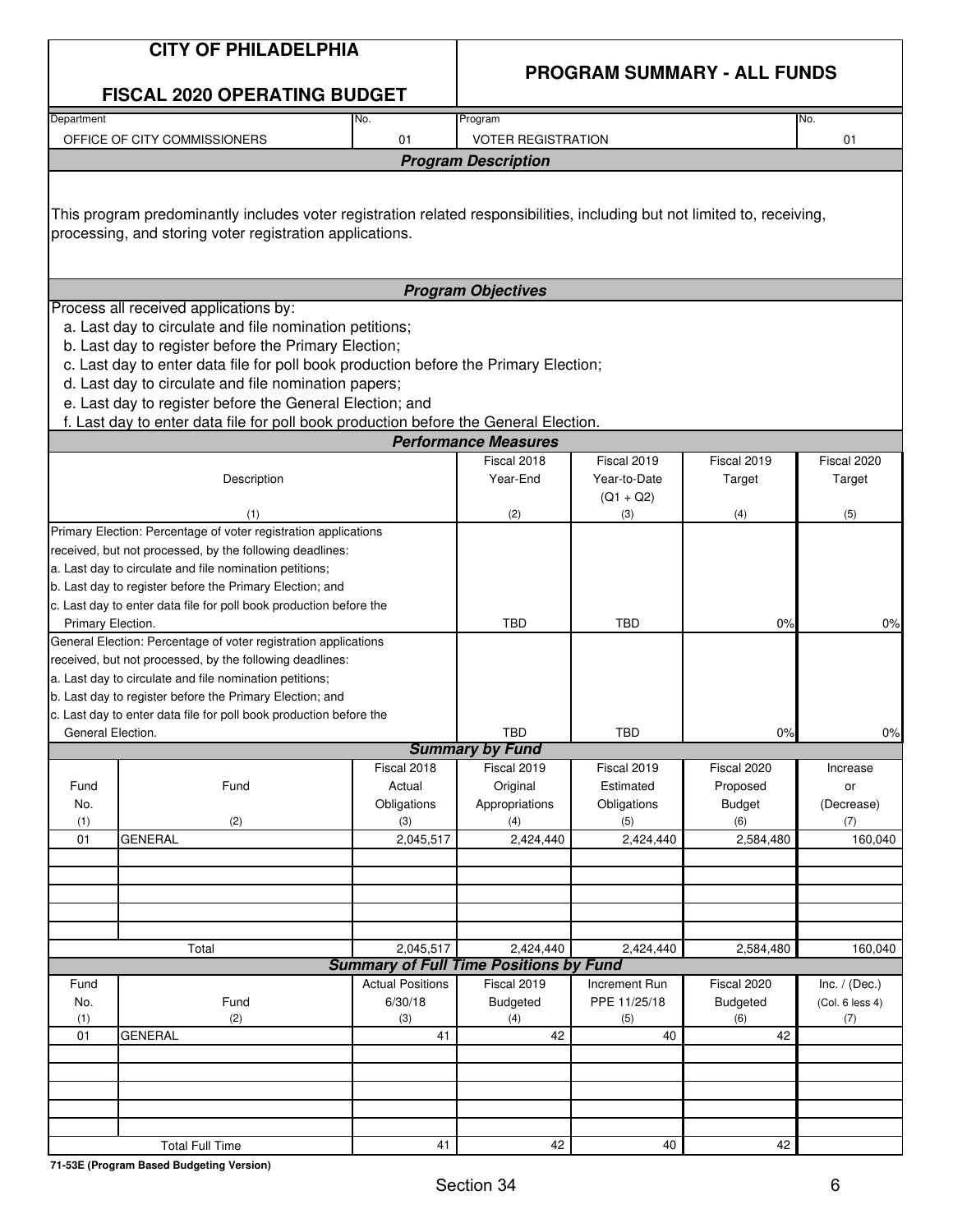# CITY OF PHILADELPHIA

## FISCAL 2020 OPERATING BUDGET

## PROGRAM SUMMARY - ALL FUNDS

| Department | No. | Program | No. |
|---|---|---|---|
| OFFICE OF CITY COMMISSIONERS | 01 | VOTER REGISTRATION | 01 |

### *Program Description*

This program predominantly includes voter registration related responsibilities, including but not limited to, receiving, processing, and storing voter registration applications.

### *Program Objectives*

Process all received applications by:

a. Last day to circulate and file nomination petitions;
b. Last day to register before the Primary Election;
c. Last day to enter data file for poll book production before the Primary Election;
d. Last day to circulate and file nomination papers;
e. Last day to register before the General Election; and
f. Last day to enter data file for poll book production before the General Election.

### *Performance Measures*

| Description<br>(1) | Fiscal 2018 Year-End<br>(2) | Fiscal 2019 Year-to-Date (Q1 + Q2)<br>(3) | Fiscal 2019 Target<br>(4) | Fiscal 2020 Target<br>(5) |
|---|---|---|---|---|
| Primary Election: Percentage of voter registration applications received, but not processed, by the following deadlines:<br>a. Last day to circulate and file nomination petitions;<br>b. Last day to register before the Primary Election; and<br>c. Last day to enter data file for poll book production before the Primary Election. | TBD | TBD | 0% | 0% |
| General Election: Percentage of voter registration applications received, but not processed, by the following deadlines:<br>a. Last day to circulate and file nomination petitions;<br>b. Last day to register before the Primary Election; and<br>c. Last day to enter data file for poll book production before the General Election. | TBD | TBD | 0% | 0% |

### *Summary by Fund*

| Fund No.<br>(1) | Fund<br>(2) | Fiscal 2018 Actual Obligations<br>(3) | Fiscal 2019 Original Appropriations<br>(4) | Fiscal 2019 Estimated Obligations<br>(5) | Fiscal 2020 Proposed Budget<br>(6) | Increase or (Decrease)<br>(7) |
|---|---|---|---|---|---|---|
| 01 | GENERAL | 2,045,517 | 2,424,440 | 2,424,440 | 2,584,480 | 160,040 |
| | Total | 2,045,517 | 2,424,440 | 2,424,440 | 2,584,480 | 160,040 |

### *Summary of Full Time Positions by Fund*

| Fund No.<br>(1) | Fund<br>(2) | Actual Positions 6/30/18<br>(3) | Fiscal 2019 Budgeted<br>(4) | Increment Run PPE 11/25/18<br>(5) | Fiscal 2020 Budgeted<br>(6) | Inc. / (Dec.) (Col. 6 less 4)<br>(7) |
|---|---|---|---|---|---|---|
| 01 | GENERAL | 41 | 42 | 40 | 42 | |
| | Total Full Time | 41 | 42 | 40 | 42 | |

**71-53E (Program Based Budgeting Version)**

Section 34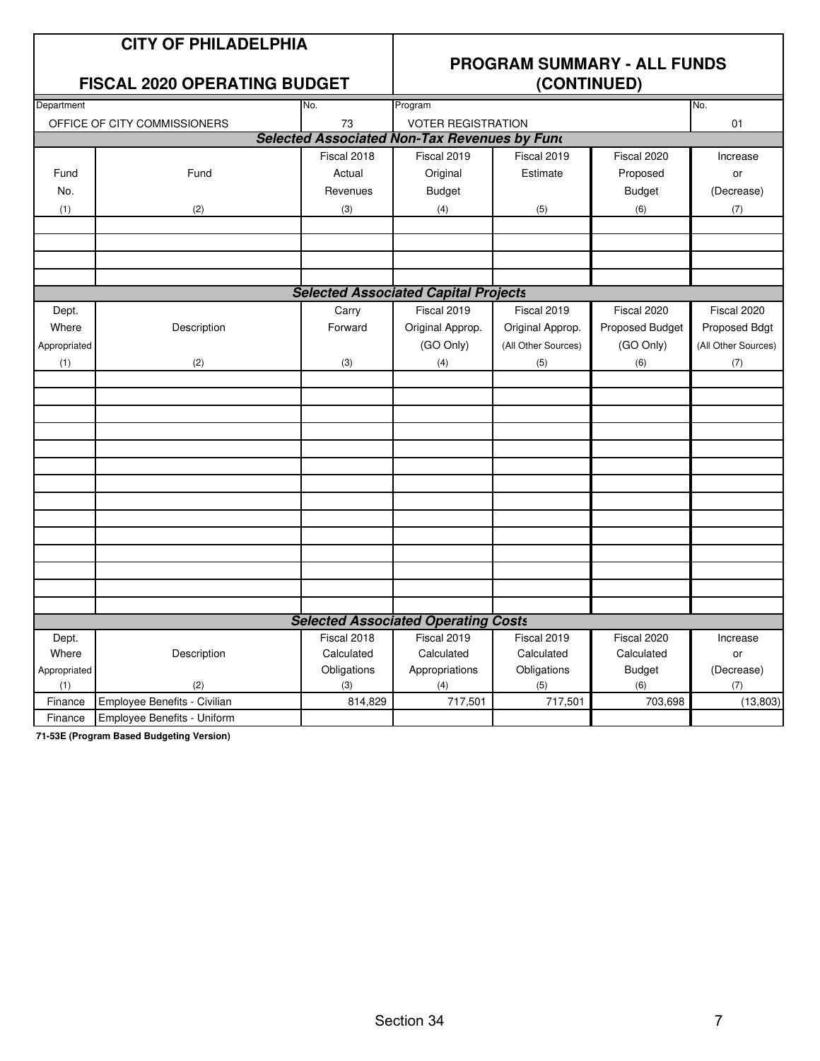# CITY OF PHILADELPHIA

## FISCAL 2020 OPERATING BUDGET

## PROGRAM SUMMARY - ALL FUNDS (CONTINUED)

| Department | No. | Program | No. |
|---|---|---|---|
| OFFICE OF CITY COMMISSIONERS | 73 | VOTER REGISTRATION | 01 |

***Selected Associated Non-Tax Revenues by Fund***

| Fund No. | Fund | Fiscal 2018 Actual Revenues | Fiscal 2019 Original Budget | Fiscal 2019 Estimate | Fiscal 2020 Proposed Budget | Increase or (Decrease) |
|---|---|---|---|---|---|---|
| (1) | (2) | (3) | (4) | (5) | (6) | (7) |
| | | | | | | |
| | | | | | | |
| | | | | | | |
| | | | | | | |

***Selected Associated Capital Projects***

| Dept. Where Appropriated | Description | Carry Forward | Fiscal 2019 Original Approp. (GO Only) | Fiscal 2019 Original Approp. (All Other Sources) | Fiscal 2020 Proposed Budget (GO Only) | Fiscal 2020 Proposed Bdgt (All Other Sources) |
|---|---|---|---|---|---|---|
| (1) | (2) | (3) | (4) | (5) | (6) | (7) |
| | | | | | | |
| | | | | | | |
| | | | | | | |
| | | | | | | |
| | | | | | | |
| | | | | | | |
| | | | | | | |
| | | | | | | |
| | | | | | | |
| | | | | | | |
| | | | | | | |
| | | | | | | |
| | | | | | | |
| | | | | | | |

***Selected Associated Operating Costs***

| Dept. Where Appropriated | Description | Fiscal 2018 Calculated Obligations | Fiscal 2019 Calculated Appropriations | Fiscal 2019 Calculated Obligations | Fiscal 2020 Calculated Budget | Increase or (Decrease) |
|---|---|---|---|---|---|---|
| (1) | (2) | (3) | (4) | (5) | (6) | (7) |
| Finance | Employee Benefits - Civilian | 814,829 | 717,501 | 717,501 | 703,698 | (13,803) |
| Finance | Employee Benefits - Uniform | | | | | |

**71-53E (Program Based Budgeting Version)**

Section 34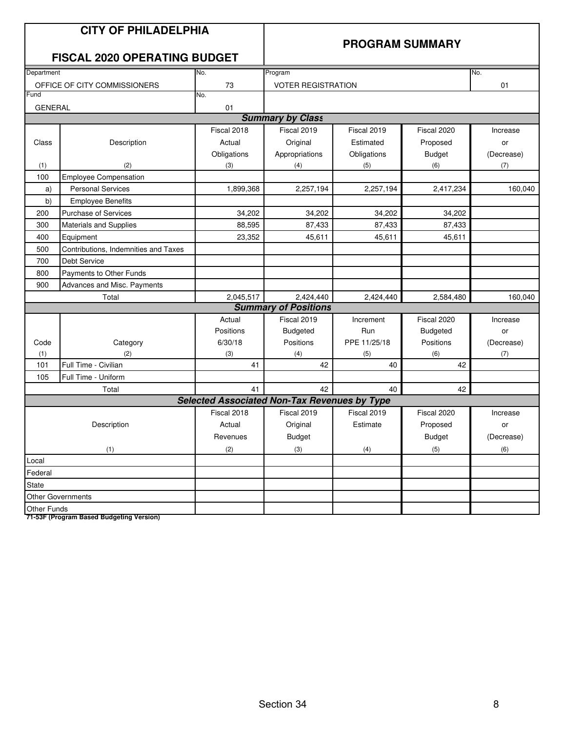# CITY OF PHILADELPHIA

## FISCAL 2020 OPERATING BUDGET

## PROGRAM SUMMARY

| Department | No. | Program | No. |
|---|---|---|---|
| OFFICE OF CITY COMMISSIONERS | 73 | VOTER REGISTRATION | 01 |
| **Fund** | **No.** | | |
| GENERAL | 01 | | |

### Summary by Class

| Class (1) | Description (2) | Fiscal 2018 Actual Obligations (3) | Fiscal 2019 Original Appropriations (4) | Fiscal 2019 Estimated Obligations (5) | Fiscal 2020 Proposed Budget (6) | Increase or (Decrease) (7) |
|---|---|---|---|---|---|---|
| 100 | Employee Compensation | | | | | |
| a) | Personal Services | 1,899,368 | 2,257,194 | 2,257,194 | 2,417,234 | 160,040 |
| b) | Employee Benefits | | | | | |
| 200 | Purchase of Services | 34,202 | 34,202 | 34,202 | 34,202 | |
| 300 | Materials and Supplies | 88,595 | 87,433 | 87,433 | 87,433 | |
| 400 | Equipment | 23,352 | 45,611 | 45,611 | 45,611 | |
| 500 | Contributions, Indemnities and Taxes | | | | | |
| 700 | Debt Service | | | | | |
| 800 | Payments to Other Funds | | | | | |
| 900 | Advances and Misc. Payments | | | | | |
| | Total | 2,045,517 | 2,424,440 | 2,424,440 | 2,584,480 | 160,040 |

### Summary of Positions

| Code (1) | Category (2) | Actual Positions 6/30/18 (3) | Fiscal 2019 Budgeted Positions (4) | Increment Run PPE 11/25/18 (5) | Fiscal 2020 Budgeted Positions (6) | Increase or (Decrease) (7) |
|---|---|---|---|---|---|---|
| 101 | Full Time - Civilian | 41 | 42 | 40 | 42 | |
| 105 | Full Time - Uniform | | | | | |
| | Total | 41 | 42 | 40 | 42 | |

### Selected Associated Non-Tax Revenues by Type

| Description (1) | Fiscal 2018 Actual Revenues (2) | Fiscal 2019 Original Budget (3) | Fiscal 2019 Estimate (4) | Fiscal 2020 Proposed Budget (5) | Increase or (Decrease) (6) |
|---|---|---|---|---|---|
| Local | | | | | |
| Federal | | | | | |
| State | | | | | |
| Other Governments | | | | | |
| Other Funds | | | | | |

**71-53F (Program Based Budgeting Version)**

Section 34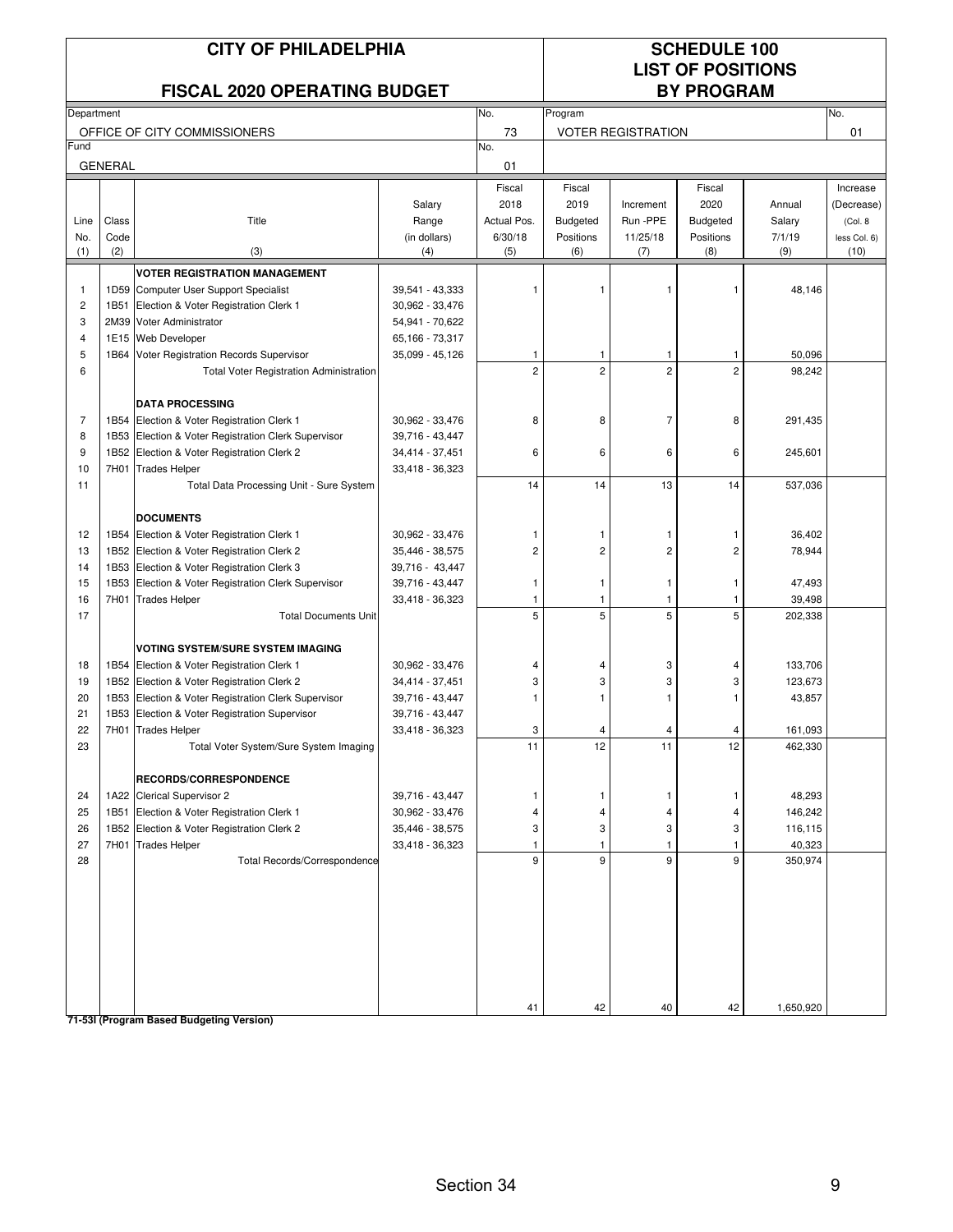# CITY OF PHILADELPHIA

## FISCAL 2020 OPERATING BUDGET

## SCHEDULE 100 LIST OF POSITIONS BY PROGRAM

| Department | No. | Program | No. |
|---|---|---|---|
| OFFICE OF CITY COMMISSIONERS | 73 | VOTER REGISTRATION | 01 |
| **Fund** | **No.** | | |
| GENERAL | 01 | | |

| Line No. (1) | Class Code (2) | Title (3) | Salary Range (in dollars) (4) | Fiscal 2018 Actual Pos. 6/30/18 (5) | Fiscal 2019 Budgeted Positions (6) | Increment Run -PPE 11/25/18 (7) | Fiscal 2020 Budgeted Positions (8) | Annual Salary 7/1/19 (9) | Increase (Decrease) (Col. 8 less Col. 6) (10) |
|---|---|---|---|---|---|---|---|---|---|
| | | **VOTER REGISTRATION MANAGEMENT** | | | | | | | |
| 1 | 1D59 | Computer User Support Specialist | 39,541 - 43,333 | 1 | 1 | 1 | 1 | 48,146 | |
| 2 | 1B51 | Election & Voter Registration Clerk 1 | 30,962 - 33,476 | | | | | | |
| 3 | 2M39 | Voter Administrator | 54,941 - 70,622 | | | | | | |
| 4 | 1E15 | Web Developer | 65,166 - 73,317 | | | | | | |
| 5 | 1B64 | Voter Registration Records Supervisor | 35,099 - 45,126 | 1 | 1 | 1 | 1 | 50,096 | |
| 6 | | Total Voter Registration Administration | | 2 | 2 | 2 | 2 | 98,242 | |
| | | **DATA PROCESSING** | | | | | | | |
| 7 | 1B54 | Election & Voter Registration Clerk 1 | 30,962 - 33,476 | 8 | 8 | 7 | 8 | 291,435 | |
| 8 | 1B53 | Election & Voter Registration Clerk Supervisor | 39,716 - 43,447 | | | | | | |
| 9 | 1B52 | Election & Voter Registration Clerk 2 | 34,414 - 37,451 | 6 | 6 | 6 | 6 | 245,601 | |
| 10 | 7H01 | Trades Helper | 33,418 - 36,323 | | | | | | |
| 11 | | Total Data Processing Unit - Sure System | | 14 | 14 | 13 | 14 | 537,036 | |
| | | **DOCUMENTS** | | | | | | | |
| 12 | 1B54 | Election & Voter Registration Clerk 1 | 30,962 - 33,476 | 1 | 1 | 1 | 1 | 36,402 | |
| 13 | 1B52 | Election & Voter Registration Clerk 2 | 35,446 - 38,575 | 2 | 2 | 2 | 2 | 78,944 | |
| 14 | 1B53 | Election & Voter Registration Clerk 3 | 39,716 - 43,447 | | | | | | |
| 15 | 1B53 | Election & Voter Registration Clerk Supervisor | 39,716 - 43,447 | 1 | 1 | 1 | 1 | 47,493 | |
| 16 | 7H01 | Trades Helper | 33,418 - 36,323 | 1 | 1 | 1 | 1 | 39,498 | |
| 17 | | Total Documents Unit | | 5 | 5 | 5 | 5 | 202,338 | |
| | | **VOTING SYSTEM/SURE SYSTEM IMAGING** | | | | | | | |
| 18 | 1B54 | Election & Voter Registration Clerk 1 | 30,962 - 33,476 | 4 | 4 | 3 | 4 | 133,706 | |
| 19 | 1B52 | Election & Voter Registration Clerk 2 | 34,414 - 37,451 | 3 | 3 | 3 | 3 | 123,673 | |
| 20 | 1B53 | Election & Voter Registration Clerk Supervisor | 39,716 - 43,447 | 1 | 1 | 1 | 1 | 43,857 | |
| 21 | 1B53 | Election & Voter Registration Supervisor | 39,716 - 43,447 | | | | | | |
| 22 | 7H01 | Trades Helper | 33,418 - 36,323 | 3 | 4 | 4 | 4 | 161,093 | |
| 23 | | Total Voter System/Sure System Imaging | | 11 | 12 | 11 | 12 | 462,330 | |
| | | **RECORDS/CORRESPONDENCE** | | | | | | | |
| 24 | 1A22 | Clerical Supervisor 2 | 39,716 - 43,447 | 1 | 1 | 1 | 1 | 48,293 | |
| 25 | 1B51 | Election & Voter Registration Clerk 1 | 30,962 - 33,476 | 4 | 4 | 4 | 4 | 146,242 | |
| 26 | 1B52 | Election & Voter Registration Clerk 2 | 35,446 - 38,575 | 3 | 3 | 3 | 3 | 116,115 | |
| 27 | 7H01 | Trades Helper | 33,418 - 36,323 | 1 | 1 | 1 | 1 | 40,323 | |
| 28 | | Total Records/Correspondence | | 9 | 9 | 9 | 9 | 350,974 | |
| | | | | 41 | 42 | 40 | 42 | 1,650,920 | |

**71-53I (Program Based Budgeting Version)**

Section 34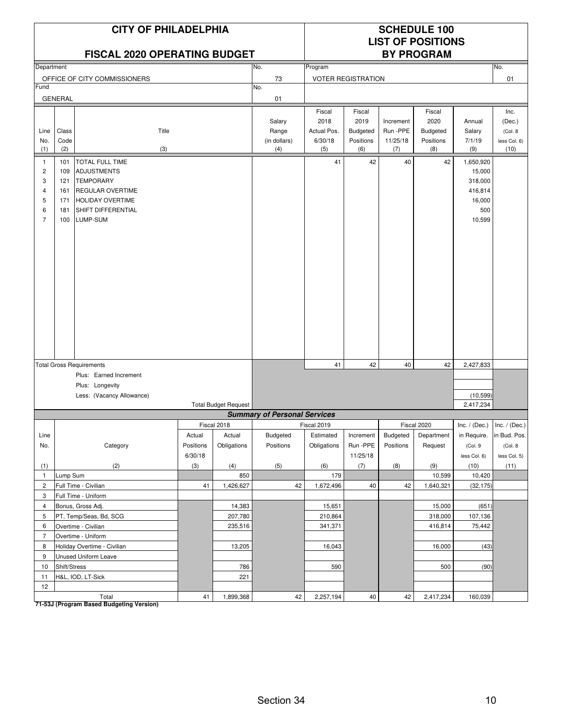# CITY OF PHILADELPHIA

## FISCAL 2020 OPERATING BUDGET

## SCHEDULE 100
## LIST OF POSITIONS
## BY PROGRAM

| Department | No. | Program | No. |
|---|---|---|---|
| OFFICE OF CITY COMMISSIONERS | 73 | VOTER REGISTRATION | 01 |
| **Fund** | **No.** | | |
| GENERAL | 01 | | |

| Line No. (1) | Class Code (2) | Title (3) | Salary Range (in dollars) (4) | Fiscal 2018 Actual Pos. 6/30/18 (5) | Fiscal 2019 Budgeted Positions (6) | Increment Run-PPE 11/25/18 (7) | Fiscal 2020 Budgeted Positions (8) | Annual Salary 7/1/19 (9) | Inc. (Dec.) (Col. 8 less Col. 6) (10) |
|---|---|---|---|---|---|---|---|---|---|
| 1 | 101 | TOTAL FULL TIME | | 41 | 42 | 40 | 42 | 1,650,920 | |
| 2 | 109 | ADJUSTMENTS | | | | | | 15,000 | |
| 3 | 121 | TEMPORARY | | | | | | 318,000 | |
| 4 | 161 | REGULAR OVERTIME | | | | | | 416,814 | |
| 5 | 171 | HOLIDAY OVERTIME | | | | | | 16,000 | |
| 6 | 181 | SHIFT DIFFERENTIAL | | | | | | 500 | |
| 7 | 100 | LUMP-SUM | | | | | | 10,599 | |
| | | Total Gross Requirements | | 41 | 42 | 40 | 42 | 2,427,833 | |
| | | Plus: Earned Increment | | | | | | | |
| | | Plus: Longevity | | | | | | | |
| | | Less: (Vacancy Allowance) | | | | | | (10,599) | |
| | | Total Budget Request | | | | | | 2,417,234 | |

### Summary of Personal Services

| Line No. (1) | Category (2) | Fiscal 2018 Actual Positions 6/30/18 (3) | Fiscal 2018 Actual Obligations (4) | Fiscal 2019 Budgeted Positions (5) | Fiscal 2019 Estimated Obligations (6) | Increment Run-PPE 11/25/18 (7) | Fiscal 2020 Budgeted Positions (8) | Fiscal 2020 Department Request (9) | Inc. / (Dec.) in Require. (Col. 9 less Col. 6) (10) | Inc. / (Dec.) in Bud. Pos. (Col. 8 less Col. 5) (11) |
|---|---|---|---|---|---|---|---|---|---|---|
| 1 | Lump Sum | | 850 | | 179 | | | 10,599 | 10,420 | |
| 2 | Full Time - Civilian | 41 | 1,426,627 | 42 | 1,672,496 | 40 | 42 | 1,640,321 | (32,175) | |
| 3 | Full Time - Uniform | | | | | | | | | |
| 4 | Bonus, Gross Adj. | | 14,383 | | 15,651 | | | 15,000 | (651) | |
| 5 | PT, Temp/Seas, Bd, SCG | | 207,780 | | 210,864 | | | 318,000 | 107,136 | |
| 6 | Overtime - Civilian | | 235,516 | | 341,371 | | | 416,814 | 75,442 | |
| 7 | Overtime - Uniform | | | | | | | | | |
| 8 | Holiday Overtime - Civilian | | 13,205 | | 16,043 | | | 16,000 | (43) | |
| 9 | Unused Uniform Leave | | | | | | | | | |
| 10 | Shift/Stress | | 786 | | 590 | | | 500 | (90) | |
| 11 | H&L, IOD, LT-Sick | | 221 | | | | | | | |
| 12 | | | | | | | | | | |
| | Total | 41 | 1,899,368 | 42 | 2,257,194 | 40 | 42 | 2,417,234 | 160,039 | |

**71-53J (Program Based Budgeting Version)**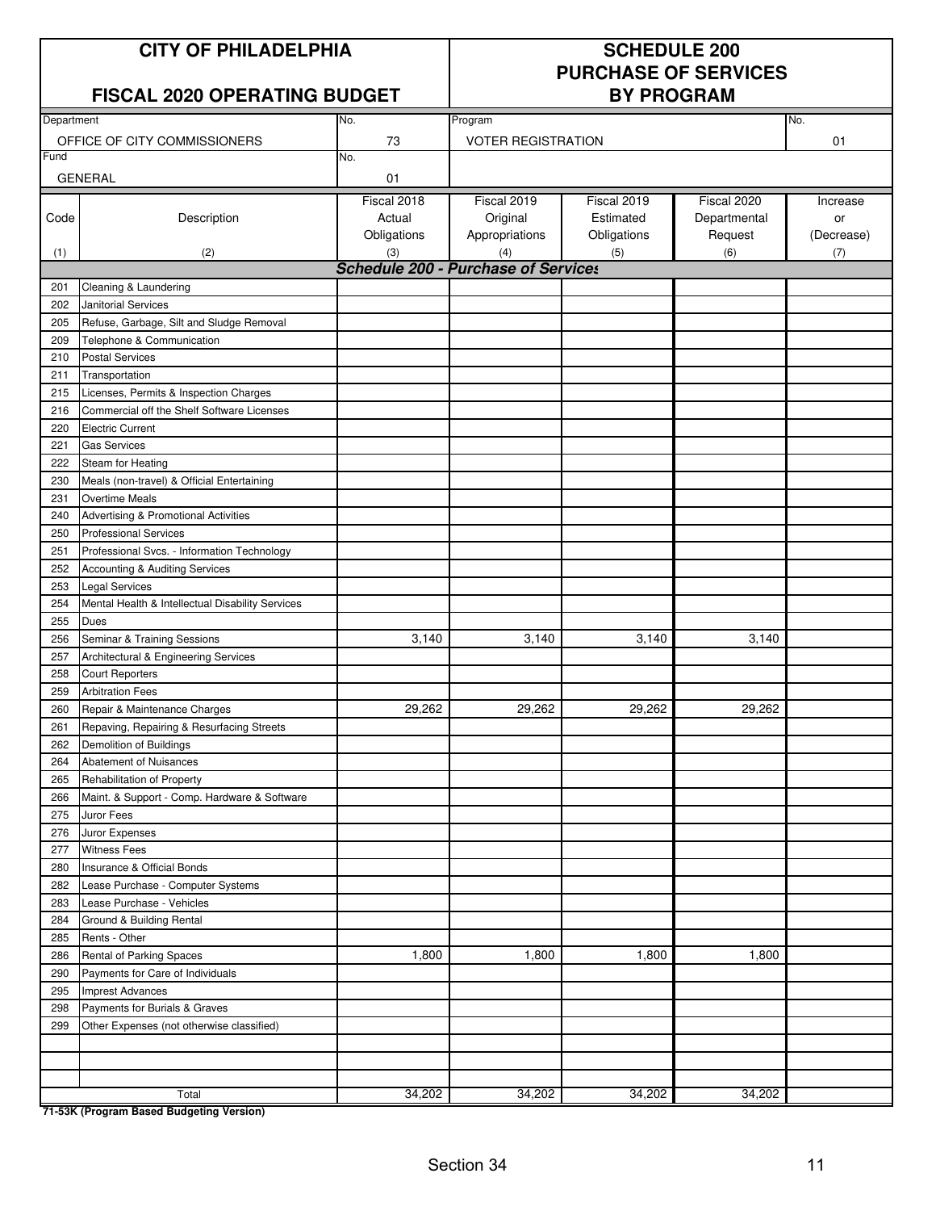# CITY OF PHILADELPHIA

## FISCAL 2020 OPERATING BUDGET

## SCHEDULE 200 PURCHASE OF SERVICES BY PROGRAM

| Department | No. | Program | No. |
|---|---|---|---|
| OFFICE OF CITY COMMISSIONERS | 73 | VOTER REGISTRATION | 01 |
| **Fund** | **No.** | | |
| GENERAL | 01 | | |

| Code (1) | Description (2) | Fiscal 2018 Actual Obligations (3) | Fiscal 2019 Original Appropriations (4) | Fiscal 2019 Estimated Obligations (5) | Fiscal 2020 Departmental Request (6) | Increase or (Decrease) (7) |
|---|---|---|---|---|---|---|
| | ***Schedule 200 - Purchase of Services*** | | | | | |
| 201 | Cleaning & Laundering | | | | | |
| 202 | Janitorial Services | | | | | |
| 205 | Refuse, Garbage, Silt and Sludge Removal | | | | | |
| 209 | Telephone & Communication | | | | | |
| 210 | Postal Services | | | | | |
| 211 | Transportation | | | | | |
| 215 | Licenses, Permits & Inspection Charges | | | | | |
| 216 | Commercial off the Shelf Software Licenses | | | | | |
| 220 | Electric Current | | | | | |
| 221 | Gas Services | | | | | |
| 222 | Steam for Heating | | | | | |
| 230 | Meals (non-travel) & Official Entertaining | | | | | |
| 231 | Overtime Meals | | | | | |
| 240 | Advertising & Promotional Activities | | | | | |
| 250 | Professional Services | | | | | |
| 251 | Professional Svcs. - Information Technology | | | | | |
| 252 | Accounting & Auditing Services | | | | | |
| 253 | Legal Services | | | | | |
| 254 | Mental Health & Intellectual Disability Services | | | | | |
| 255 | Dues | | | | | |
| 256 | Seminar & Training Sessions | 3,140 | 3,140 | 3,140 | 3,140 | |
| 257 | Architectural & Engineering Services | | | | | |
| 258 | Court Reporters | | | | | |
| 259 | Arbitration Fees | | | | | |
| 260 | Repair & Maintenance Charges | 29,262 | 29,262 | 29,262 | 29,262 | |
| 261 | Repaving, Repairing & Resurfacing Streets | | | | | |
| 262 | Demolition of Buildings | | | | | |
| 264 | Abatement of Nuisances | | | | | |
| 265 | Rehabilitation of Property | | | | | |
| 266 | Maint. & Support - Comp. Hardware & Software | | | | | |
| 275 | Juror Fees | | | | | |
| 276 | Juror Expenses | | | | | |
| 277 | Witness Fees | | | | | |
| 280 | Insurance & Official Bonds | | | | | |
| 282 | Lease Purchase - Computer Systems | | | | | |
| 283 | Lease Purchase - Vehicles | | | | | |
| 284 | Ground & Building Rental | | | | | |
| 285 | Rents - Other | | | | | |
| 286 | Rental of Parking Spaces | 1,800 | 1,800 | 1,800 | 1,800 | |
| 290 | Payments for Care of Individuals | | | | | |
| 295 | Imprest Advances | | | | | |
| 298 | Payments for Burials & Graves | | | | | |
| 299 | Other Expenses (not otherwise classified) | | | | | |
| | | | | | | |
| | | | | | | |
| | | | | | | |
| | Total | 34,202 | 34,202 | 34,202 | 34,202 | |

**71-53K (Program Based Budgeting Version)**

Section 34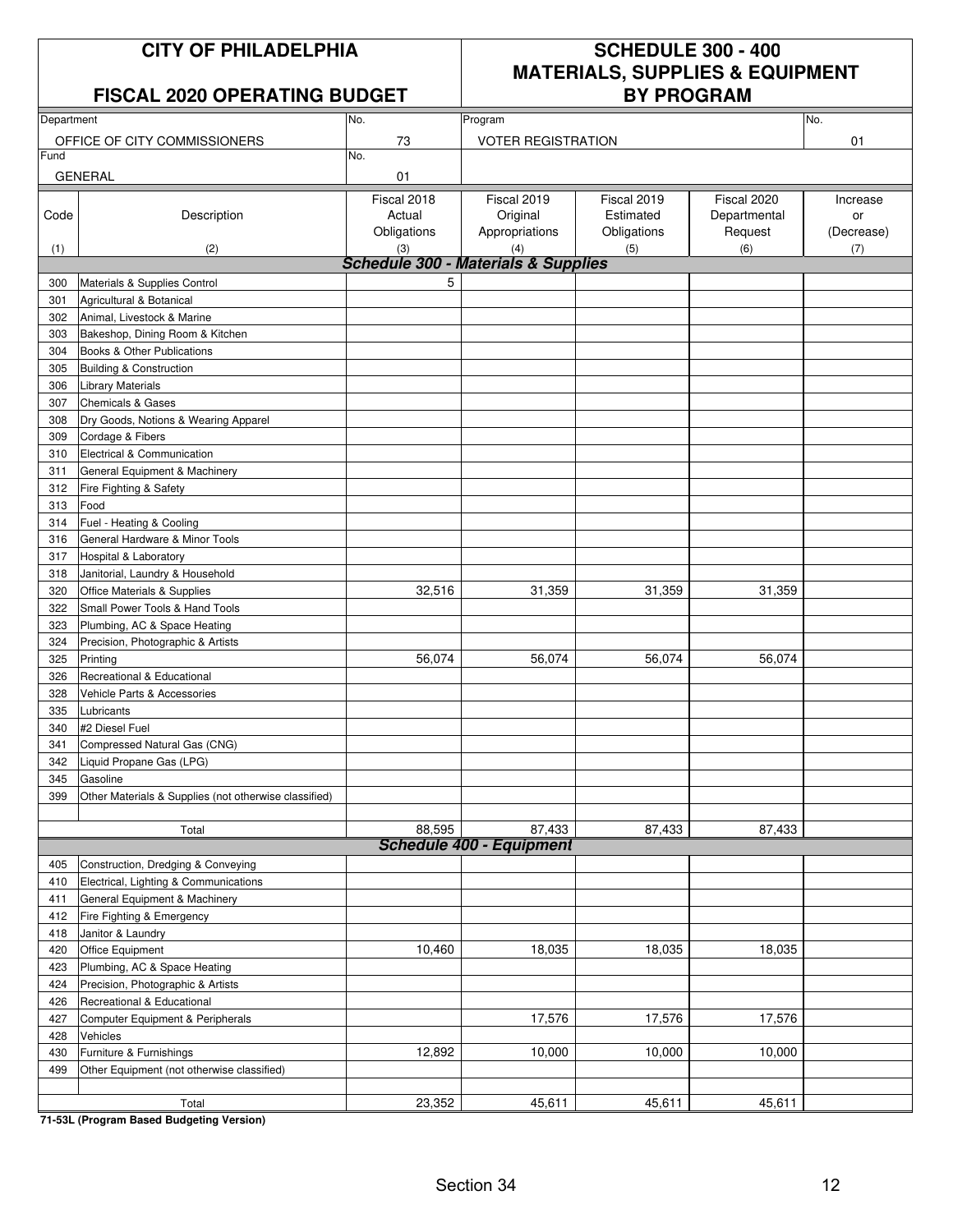# CITY OF PHILADELPHIA

## FISCAL 2020 OPERATING BUDGET

## SCHEDULE 300 - 400 MATERIALS, SUPPLIES & EQUIPMENT BY PROGRAM

| Department | No. | Program | No. |
|---|---|---|---|
| OFFICE OF CITY COMMISSIONERS | 73 | VOTER REGISTRATION | 01 |
| **Fund** | **No.** | | |
| GENERAL | 01 | | |

| Code | Description | Fiscal 2018 Actual Obligations | Fiscal 2019 Original Appropriations | Fiscal 2019 Estimated Obligations | Fiscal 2020 Departmental Request | Increase or (Decrease) |
|---|---|---|---|---|---|---|
| (1) | (2) | (3) | (4) | (5) | (6) | (7) |
| | ***Schedule 300 - Materials & Supplies*** | | | | | |
| 300 | Materials & Supplies Control | 5 | | | | |
| 301 | Agricultural & Botanical | | | | | |
| 302 | Animal, Livestock & Marine | | | | | |
| 303 | Bakeshop, Dining Room & Kitchen | | | | | |
| 304 | Books & Other Publications | | | | | |
| 305 | Building & Construction | | | | | |
| 306 | Library Materials | | | | | |
| 307 | Chemicals & Gases | | | | | |
| 308 | Dry Goods, Notions & Wearing Apparel | | | | | |
| 309 | Cordage & Fibers | | | | | |
| 310 | Electrical & Communication | | | | | |
| 311 | General Equipment & Machinery | | | | | |
| 312 | Fire Fighting & Safety | | | | | |
| 313 | Food | | | | | |
| 314 | Fuel - Heating & Cooling | | | | | |
| 316 | General Hardware & Minor Tools | | | | | |
| 317 | Hospital & Laboratory | | | | | |
| 318 | Janitorial, Laundry & Household | | | | | |
| 320 | Office Materials & Supplies | 32,516 | 31,359 | 31,359 | 31,359 | |
| 322 | Small Power Tools & Hand Tools | | | | | |
| 323 | Plumbing, AC & Space Heating | | | | | |
| 324 | Precision, Photographic & Artists | | | | | |
| 325 | Printing | 56,074 | 56,074 | 56,074 | 56,074 | |
| 326 | Recreational & Educational | | | | | |
| 328 | Vehicle Parts & Accessories | | | | | |
| 335 | Lubricants | | | | | |
| 340 | #2 Diesel Fuel | | | | | |
| 341 | Compressed Natural Gas (CNG) | | | | | |
| 342 | Liquid Propane Gas (LPG) | | | | | |
| 345 | Gasoline | | | | | |
| 399 | Other Materials & Supplies (not otherwise classified) | | | | | |
| | | | | | | |
| | Total | 88,595 | 87,433 | 87,433 | 87,433 | |
| | ***Schedule 400 - Equipment*** | | | | | |
| 405 | Construction, Dredging & Conveying | | | | | |
| 410 | Electrical, Lighting & Communications | | | | | |
| 411 | General Equipment & Machinery | | | | | |
| 412 | Fire Fighting & Emergency | | | | | |
| 418 | Janitor & Laundry | | | | | |
| 420 | Office Equipment | 10,460 | 18,035 | 18,035 | 18,035 | |
| 423 | Plumbing, AC & Space Heating | | | | | |
| 424 | Precision, Photographic & Artists | | | | | |
| 426 | Recreational & Educational | | | | | |
| 427 | Computer Equipment & Peripherals | | 17,576 | 17,576 | 17,576 | |
| 428 | Vehicles | | | | | |
| 430 | Furniture & Furnishings | 12,892 | 10,000 | 10,000 | 10,000 | |
| 499 | Other Equipment (not otherwise classified) | | | | | |
| | | | | | | |
| | Total | 23,352 | 45,611 | 45,611 | 45,611 | |

**71-53L (Program Based Budgeting Version)**

Section 34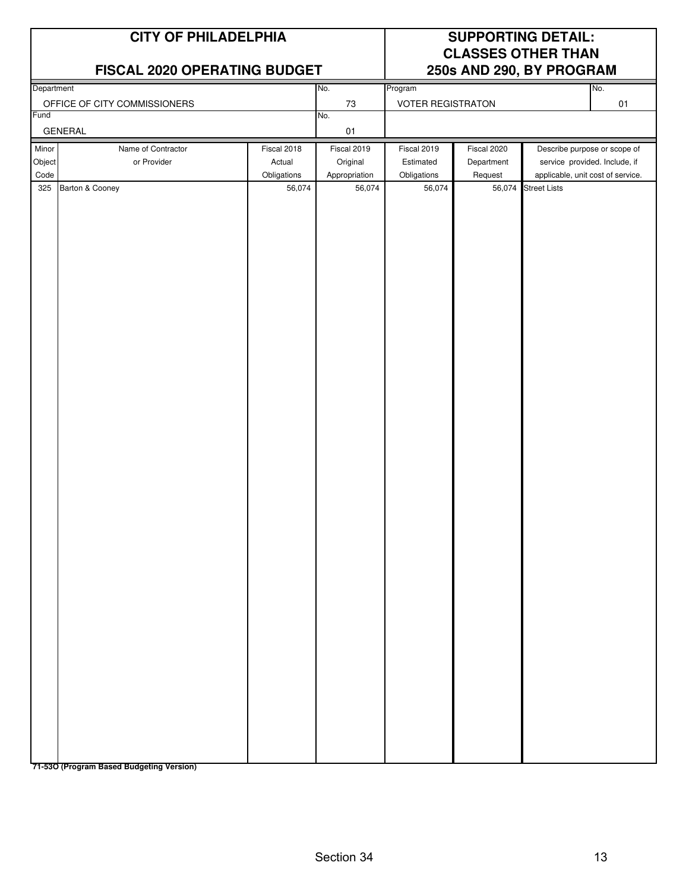# CITY OF PHILADELPHIA

## FISCAL 2020 OPERATING BUDGET

## SUPPORTING DETAIL: CLASSES OTHER THAN 250s AND 290, BY PROGRAM

| Department | No. | Program | No. |
|---|---|---|---|
| OFFICE OF CITY COMMISSIONERS | 73 | VOTER REGISTRATON | 01 |

| Fund | No. |
|---|---|
| GENERAL | 01 |

| Minor Object Code | Name of Contractor or Provider | Fiscal 2018 Actual Obligations | Fiscal 2019 Original Appropriation | Fiscal 2019 Estimated Obligations | Fiscal 2020 Department Request | Describe purpose or scope of service provided. Include, if applicable, unit cost of service. |
|---|---|---|---|---|---|---|
| 325 | Barton & Cooney | 56,074 | 56,074 | 56,074 | 56,074 | Street Lists |

**71-53O (Program Based Budgeting Version)**

Section 34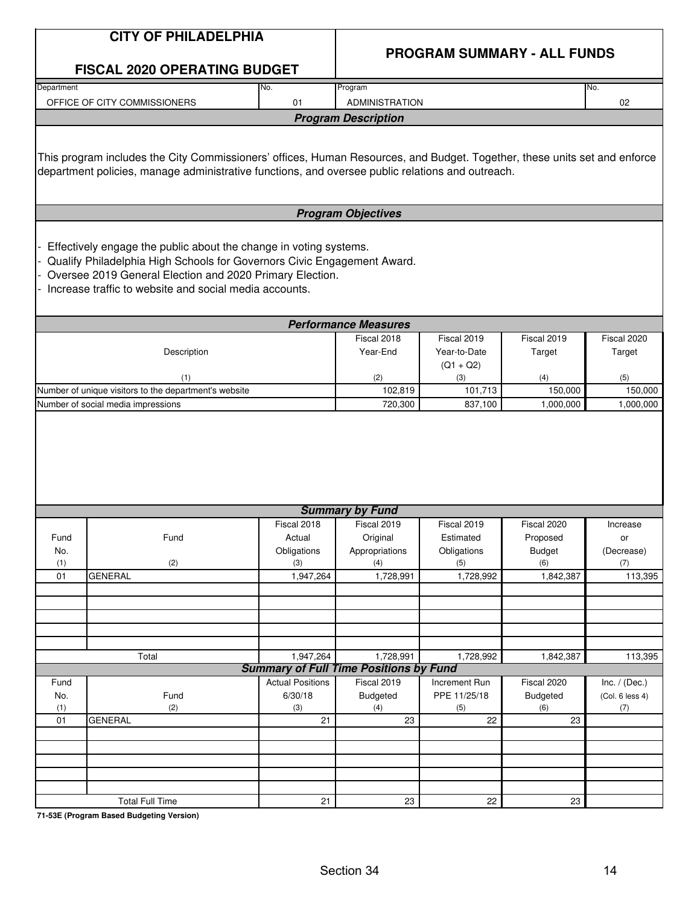# CITY OF PHILADELPHIA

## FISCAL 2020 OPERATING BUDGET

## PROGRAM SUMMARY - ALL FUNDS

| Department | No. | Program | No. |
|---|---|---|---|
| OFFICE OF CITY COMMISSIONERS | 01 | ADMINISTRATION | 02 |

### *Program Description*

This program includes the City Commissioners' offices, Human Resources, and Budget. Together, these units set and enforce department policies, manage administrative functions, and oversee public relations and outreach.

### *Program Objectives*

- Effectively engage the public about the change in voting systems.
- Qualify Philadelphia High Schools for Governors Civic Engagement Award.
- Oversee 2019 General Election and 2020 Primary Election.
- Increase traffic to website and social media accounts.

### *Performance Measures*

| Description<br>(1) | Fiscal 2018<br>Year-End<br>(2) | Fiscal 2019<br>Year-to-Date<br>(Q1 + Q2)<br>(3) | Fiscal 2019<br>Target<br>(4) | Fiscal 2020<br>Target<br>(5) |
|---|---|---|---|---|
| Number of unique visitors to the department's website | 102,819 | 101,713 | 150,000 | 150,000 |
| Number of social media impressions | 720,300 | 837,100 | 1,000,000 | 1,000,000 |

### *Summary by Fund*

| Fund<br>No.<br>(1) | Fund<br>(2) | Fiscal 2018<br>Actual<br>Obligations<br>(3) | Fiscal 2019<br>Original<br>Appropriations<br>(4) | Fiscal 2019<br>Estimated<br>Obligations<br>(5) | Fiscal 2020<br>Proposed<br>Budget<br>(6) | Increase<br>or<br>(Decrease)<br>(7) |
|---|---|---|---|---|---|---|
| 01 | GENERAL | 1,947,264 | 1,728,991 | 1,728,992 | 1,842,387 | 113,395 |
| | Total | 1,947,264 | 1,728,991 | 1,728,992 | 1,842,387 | 113,395 |

### *Summary of Full Time Positions by Fund*

| Fund<br>No.<br>(1) | Fund<br>(2) | Actual Positions<br>6/30/18<br>(3) | Fiscal 2019<br>Budgeted<br>(4) | Increment Run<br>PPE 11/25/18<br>(5) | Fiscal 2020<br>Budgeted<br>(6) | Inc. / (Dec.)<br>(Col. 6 less 4)<br>(7) |
|---|---|---|---|---|---|---|
| 01 | GENERAL | 21 | 23 | 22 | 23 | |
| | Total Full Time | 21 | 23 | 22 | 23 | |

**71-53E (Program Based Budgeting Version)**

Section 34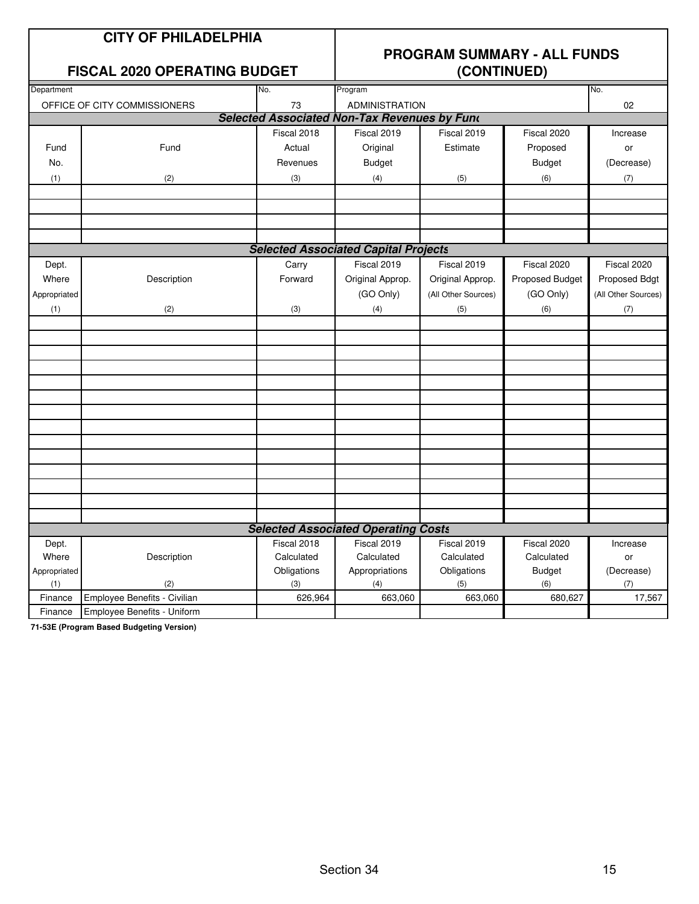**CITY OF PHILADELPHIA**

**FISCAL 2020 OPERATING BUDGET**

**PROGRAM SUMMARY - ALL FUNDS (CONTINUED)**

| Department | No. | Program | No. |
|---|---|---|---|
| OFFICE OF CITY COMMISSIONERS | 73 | ADMINISTRATION | 02 |

***Selected Associated Non-Tax Revenues by Fund***

| Fund No. | Fund | Fiscal 2018 Actual Revenues | Fiscal 2019 Original Budget | Fiscal 2019 Estimate | Fiscal 2020 Proposed Budget | Increase or (Decrease) |
|---|---|---|---|---|---|---|
| (1) | (2) | (3) | (4) | (5) | (6) | (7) |
| | | | | | | |
| | | | | | | |
| | | | | | | |
| | | | | | | |

***Selected Associated Capital Projects***

| Dept. Where Appropriated | Description | Carry Forward | Fiscal 2019 Original Approp. (GO Only) | Fiscal 2019 Original Approp. (All Other Sources) | Fiscal 2020 Proposed Budget (GO Only) | Fiscal 2020 Proposed Bdgt (All Other Sources) |
|---|---|---|---|---|---|---|
| (1) | (2) | (3) | (4) | (5) | (6) | (7) |
| | | | | | | |
| | | | | | | |
| | | | | | | |
| | | | | | | |
| | | | | | | |
| | | | | | | |
| | | | | | | |
| | | | | | | |
| | | | | | | |
| | | | | | | |
| | | | | | | |
| | | | | | | |
| | | | | | | |
| | | | | | | |

***Selected Associated Operating Costs***

| Dept. Where Appropriated | Description | Fiscal 2018 Calculated Obligations | Fiscal 2019 Calculated Appropriations | Fiscal 2019 Calculated Obligations | Fiscal 2020 Calculated Budget | Increase or (Decrease) |
|---|---|---|---|---|---|---|
| (1) | (2) | (3) | (4) | (5) | (6) | (7) |
| Finance | Employee Benefits - Civilian | 626,964 | 663,060 | 663,060 | 680,627 | 17,567 |
| Finance | Employee Benefits - Uniform | | | | | |

**71-53E (Program Based Budgeting Version)**

Section 34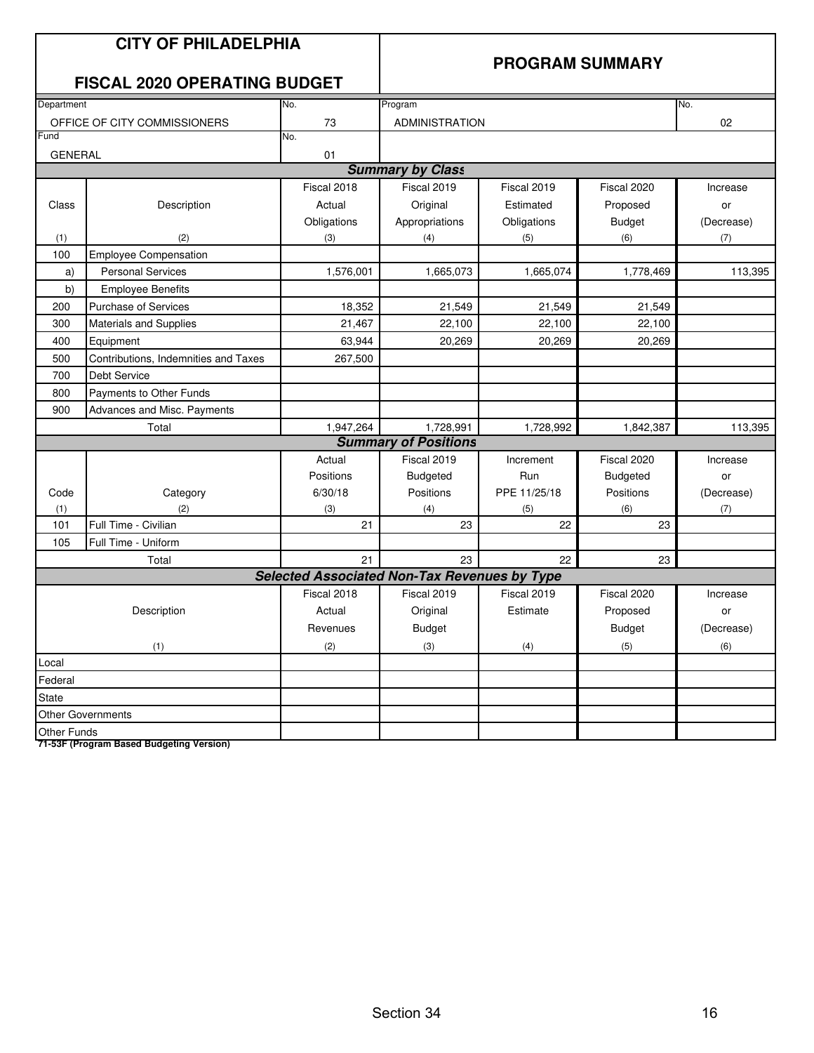# CITY OF PHILADELPHIA

## FISCAL 2020 OPERATING BUDGET

## PROGRAM SUMMARY

| Department | No. | Program | No. |
|---|---|---|---|
| OFFICE OF CITY COMMISSIONERS | 73 | ADMINISTRATION | 02 |
| Fund | No. | | |
| GENERAL | 01 | | |

### *Summary by Class*

| Class (1) | Description (2) | Fiscal 2018 Actual Obligations (3) | Fiscal 2019 Original Appropriations (4) | Fiscal 2019 Estimated Obligations (5) | Fiscal 2020 Proposed Budget (6) | Increase or (Decrease) (7) |
|---|---|---|---|---|---|---|
| 100 | Employee Compensation | | | | | |
| a) | Personal Services | 1,576,001 | 1,665,073 | 1,665,074 | 1,778,469 | 113,395 |
| b) | Employee Benefits | | | | | |
| 200 | Purchase of Services | 18,352 | 21,549 | 21,549 | 21,549 | |
| 300 | Materials and Supplies | 21,467 | 22,100 | 22,100 | 22,100 | |
| 400 | Equipment | 63,944 | 20,269 | 20,269 | 20,269 | |
| 500 | Contributions, Indemnities and Taxes | 267,500 | | | | |
| 700 | Debt Service | | | | | |
| 800 | Payments to Other Funds | | | | | |
| 900 | Advances and Misc. Payments | | | | | |
| | Total | 1,947,264 | 1,728,991 | 1,728,992 | 1,842,387 | 113,395 |

### *Summary of Positions*

| Code (1) | Category (2) | Actual Positions 6/30/18 (3) | Fiscal 2019 Budgeted Positions (4) | Increment Run PPE 11/25/18 (5) | Fiscal 2020 Budgeted Positions (6) | Increase or (Decrease) (7) |
|---|---|---|---|---|---|---|
| 101 | Full Time - Civilian | 21 | 23 | 22 | 23 | |
| 105 | Full Time - Uniform | | | | | |
| | Total | 21 | 23 | 22 | 23 | |

### *Selected Associated Non-Tax Revenues by Type*

| Description (1) | Fiscal 2018 Actual Revenues (2) | Fiscal 2019 Original Budget (3) | Fiscal 2019 Estimate (4) | Fiscal 2020 Proposed Budget (5) | Increase or (Decrease) (6) |
|---|---|---|---|---|---|
| Local | | | | | |
| Federal | | | | | |
| State | | | | | |
| Other Governments | | | | | |
| Other Funds | | | | | |

**71-53F (Program Based Budgeting Version)**

Section 34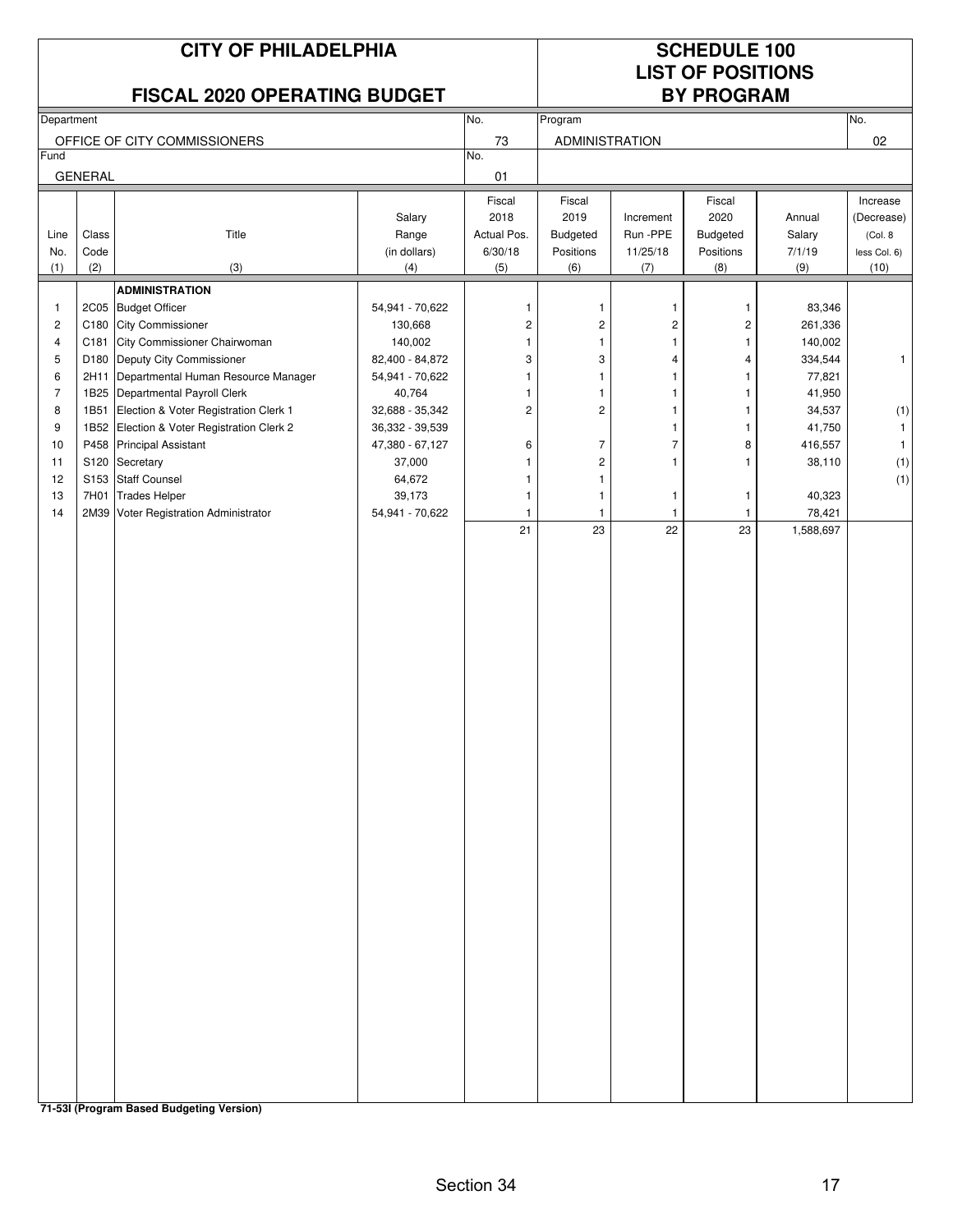# CITY OF PHILADELPHIA

## FISCAL 2020 OPERATING BUDGET

## SCHEDULE 100 LIST OF POSITIONS BY PROGRAM

| Department | No. | Program | No. |
|---|---|---|---|
| OFFICE OF CITY COMMISSIONERS | 73 | ADMINISTRATION | 02 |
| Fund | No. | | |
| GENERAL | 01 | | |

| Line No. (1) | Class Code (2) | Title (3) | Salary Range (in dollars) (4) | Fiscal 2018 Actual Pos. 6/30/18 (5) | Fiscal 2019 Budgeted Positions (6) | Increment Run -PPE 11/25/18 (7) | Fiscal 2020 Budgeted Positions (8) | Annual Salary 7/1/19 (9) | Increase (Decrease) (Col. 8 less Col. 6) (10) |
|---|---|---|---|---|---|---|---|---|---|
| | | **ADMINISTRATION** | | | | | | | |
| 1 | 2C05 | Budget Officer | 54,941 - 70,622 | 1 | 1 | 1 | 1 | 83,346 | |
| 2 | C180 | City Commissioner | 130,668 | 2 | 2 | 2 | 2 | 261,336 | |
| 4 | C181 | City Commissioner Chairwoman | 140,002 | 1 | 1 | 1 | 1 | 140,002 | |
| 5 | D180 | Deputy City Commissioner | 82,400 - 84,872 | 3 | 3 | 4 | 4 | 334,544 | 1 |
| 6 | 2H11 | Departmental Human Resource Manager | 54,941 - 70,622 | 1 | 1 | 1 | 1 | 77,821 | |
| 7 | 1B25 | Departmental Payroll Clerk | 40,764 | 1 | 1 | 1 | 1 | 41,950 | |
| 8 | 1B51 | Election & Voter Registration Clerk 1 | 32,688 - 35,342 | 2 | 2 | 1 | 1 | 34,537 | (1) |
| 9 | 1B52 | Election & Voter Registration Clerk 2 | 36,332 - 39,539 | | | 1 | 1 | 41,750 | 1 |
| 10 | P458 | Principal Assistant | 47,380 - 67,127 | 6 | 7 | 7 | 8 | 416,557 | 1 |
| 11 | S120 | Secretary | 37,000 | 1 | 2 | 1 | 1 | 38,110 | (1) |
| 12 | S153 | Staff Counsel | 64,672 | 1 | 1 | | | | (1) |
| 13 | 7H01 | Trades Helper | 39,173 | 1 | 1 | 1 | 1 | 40,323 | |
| 14 | 2M39 | Voter Registration Administrator | 54,941 - 70,622 | 1 | 1 | 1 | 1 | 78,421 | |
| | | | | 21 | 23 | 22 | 23 | 1,588,697 | |

**71-53I (Program Based Budgeting Version)**

Section 34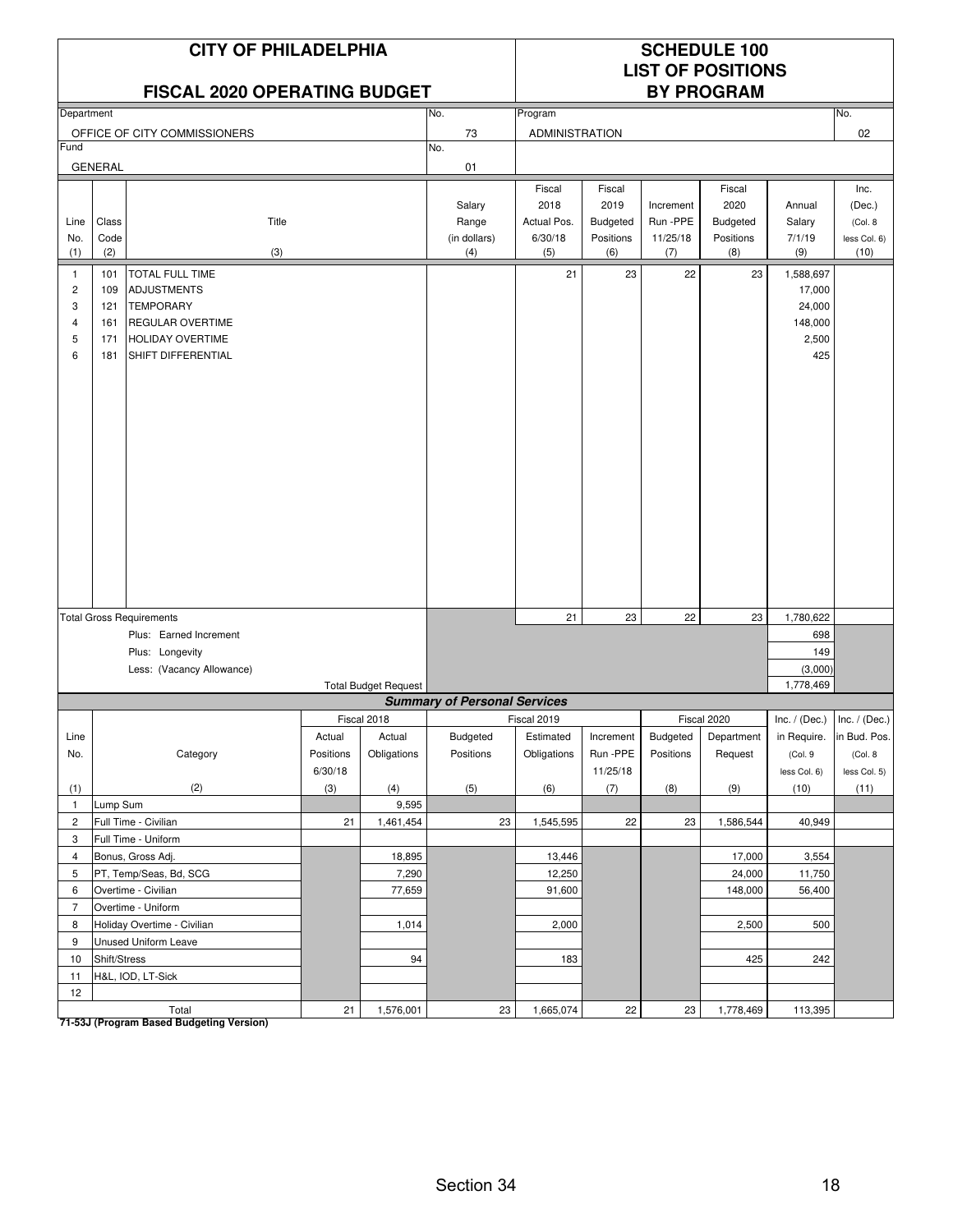# CITY OF PHILADELPHIA

## FISCAL 2020 OPERATING BUDGET

## SCHEDULE 100 LIST OF POSITIONS BY PROGRAM

| Department | No. | Program | No. |
|---|---|---|---|
| OFFICE OF CITY COMMISSIONERS | 73 | ADMINISTRATION | 02 |
| **Fund** | **No.** | | |
| GENERAL | 01 | | |

| Line No. (1) | Class Code (2) | Title (3) | Salary Range (in dollars) (4) | Fiscal 2018 Actual Pos. 6/30/18 (5) | Fiscal 2019 Budgeted Positions (6) | Increment Run -PPE 11/25/18 (7) | Fiscal 2020 Budgeted Positions (8) | Annual Salary 7/1/19 (9) | Inc. (Dec.) (Col. 8 less Col. 6) (10) |
|---|---|---|---|---|---|---|---|---|---|
| 1 | 101 | TOTAL FULL TIME | | 21 | 23 | 22 | 23 | 1,588,697 | |
| 2 | 109 | ADJUSTMENTS | | | | | | 17,000 | |
| 3 | 121 | TEMPORARY | | | | | | 24,000 | |
| 4 | 161 | REGULAR OVERTIME | | | | | | 148,000 | |
| 5 | 171 | HOLIDAY OVERTIME | | | | | | 2,500 | |
| 6 | 181 | SHIFT DIFFERENTIAL | | | | | | 425 | |
| | | Total Gross Requirements | | 21 | 23 | 22 | 23 | 1,780,622 | |
| | | Plus: Earned Increment | | | | | | 698 | |
| | | Plus: Longevity | | | | | | 149 | |
| | | Less: (Vacancy Allowance) | | | | | | (3,000) | |
| | | Total Budget Request | | | | | | 1,778,469 | |

### Summary of Personal Services

| Line No. (1) | Category (2) | Fiscal 2018 Actual Positions 6/30/18 (3) | Fiscal 2018 Actual Obligations (4) | Fiscal 2019 Budgeted Positions (5) | Fiscal 2019 Estimated Obligations (6) | Increment Run -PPE 11/25/18 (7) | Fiscal 2020 Budgeted Positions (8) | Fiscal 2020 Department Request (9) | Inc. / (Dec.) in Require. (Col. 9 less Col. 6) (10) | Inc. / (Dec.) in Bud. Pos. (Col. 8 less Col. 5) (11) |
|---|---|---|---|---|---|---|---|---|---|---|
| 1 | Lump Sum | | 9,595 | | | | | | | |
| 2 | Full Time - Civilian | 21 | 1,461,454 | 23 | 1,545,595 | 22 | 23 | 1,586,544 | 40,949 | |
| 3 | Full Time - Uniform | | | | | | | | | |
| 4 | Bonus, Gross Adj. | | 18,895 | | 13,446 | | | 17,000 | 3,554 | |
| 5 | PT, Temp/Seas, Bd, SCG | | 7,290 | | 12,250 | | | 24,000 | 11,750 | |
| 6 | Overtime - Civilian | | 77,659 | | 91,600 | | | 148,000 | 56,400 | |
| 7 | Overtime - Uniform | | | | | | | | | |
| 8 | Holiday Overtime - Civilian | | 1,014 | | 2,000 | | | 2,500 | 500 | |
| 9 | Unused Uniform Leave | | | | | | | | | |
| 10 | Shift/Stress | | 94 | | 183 | | | 425 | 242 | |
| 11 | H&L, IOD, LT-Sick | | | | | | | | | |
| 12 | | | | | | | | | | |
| | Total | 21 | 1,576,001 | 23 | 1,665,074 | 22 | 23 | 1,778,469 | 113,395 | |

**71-53J (Program Based Budgeting Version)**

Section 34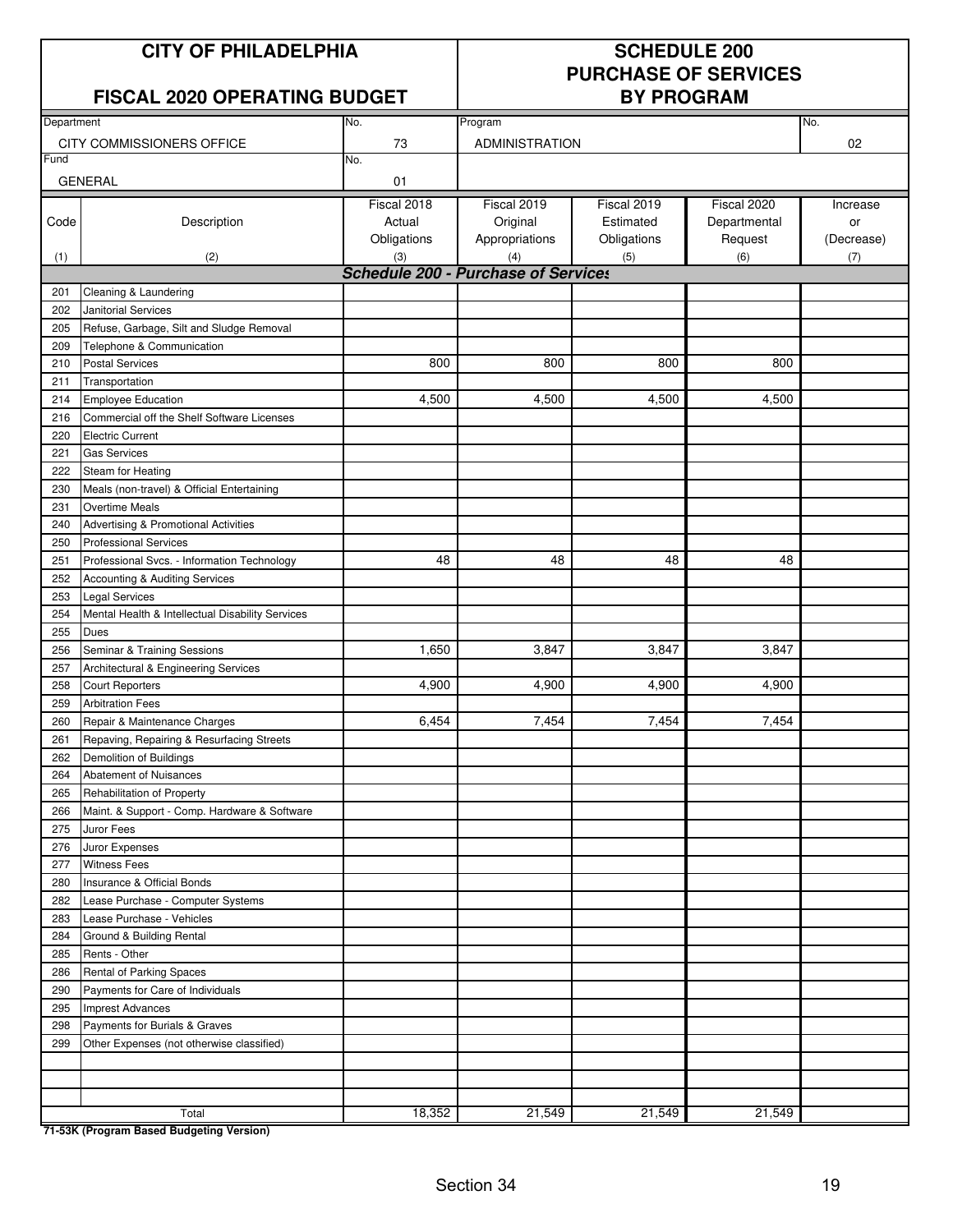# CITY OF PHILADELPHIA

## FISCAL 2020 OPERATING BUDGET

## SCHEDULE 200 PURCHASE OF SERVICES BY PROGRAM

| Department | No. | Program | No. |
|---|---|---|---|
| CITY COMMISSIONERS OFFICE | 73 | ADMINISTRATION | 02 |
| Fund | No. | | |
| GENERAL | 01 | | |

| Code<br>(1) | Description<br>(2) | Fiscal 2018 Actual Obligations<br>(3) | Fiscal 2019 Original Appropriations<br>(4) | Fiscal 2019 Estimated Obligations<br>(5) | Fiscal 2020 Departmental Request<br>(6) | Increase or (Decrease)<br>(7) |
|---|---|---|---|---|---|---|
| | ***Schedule 200 - Purchase of Services*** | | | | | |
| 201 | Cleaning & Laundering | | | | | |
| 202 | Janitorial Services | | | | | |
| 205 | Refuse, Garbage, Silt and Sludge Removal | | | | | |
| 209 | Telephone & Communication | | | | | |
| 210 | Postal Services | 800 | 800 | 800 | 800 | |
| 211 | Transportation | | | | | |
| 214 | Employee Education | 4,500 | 4,500 | 4,500 | 4,500 | |
| 216 | Commercial off the Shelf Software Licenses | | | | | |
| 220 | Electric Current | | | | | |
| 221 | Gas Services | | | | | |
| 222 | Steam for Heating | | | | | |
| 230 | Meals (non-travel) & Official Entertaining | | | | | |
| 231 | Overtime Meals | | | | | |
| 240 | Advertising & Promotional Activities | | | | | |
| 250 | Professional Services | | | | | |
| 251 | Professional Svcs. - Information Technology | 48 | 48 | 48 | 48 | |
| 252 | Accounting & Auditing Services | | | | | |
| 253 | Legal Services | | | | | |
| 254 | Mental Health & Intellectual Disability Services | | | | | |
| 255 | Dues | | | | | |
| 256 | Seminar & Training Sessions | 1,650 | 3,847 | 3,847 | 3,847 | |
| 257 | Architectural & Engineering Services | | | | | |
| 258 | Court Reporters | 4,900 | 4,900 | 4,900 | 4,900 | |
| 259 | Arbitration Fees | | | | | |
| 260 | Repair & Maintenance Charges | 6,454 | 7,454 | 7,454 | 7,454 | |
| 261 | Repaving, Repairing & Resurfacing Streets | | | | | |
| 262 | Demolition of Buildings | | | | | |
| 264 | Abatement of Nuisances | | | | | |
| 265 | Rehabilitation of Property | | | | | |
| 266 | Maint. & Support - Comp. Hardware & Software | | | | | |
| 275 | Juror Fees | | | | | |
| 276 | Juror Expenses | | | | | |
| 277 | Witness Fees | | | | | |
| 280 | Insurance & Official Bonds | | | | | |
| 282 | Lease Purchase - Computer Systems | | | | | |
| 283 | Lease Purchase - Vehicles | | | | | |
| 284 | Ground & Building Rental | | | | | |
| 285 | Rents - Other | | | | | |
| 286 | Rental of Parking Spaces | | | | | |
| 290 | Payments for Care of Individuals | | | | | |
| 295 | Imprest Advances | | | | | |
| 298 | Payments for Burials & Graves | | | | | |
| 299 | Other Expenses (not otherwise classified) | | | | | |
| | | | | | | |
| | | | | | | |
| | | | | | | |
| | Total | 18,352 | 21,549 | 21,549 | 21,549 | |

**71-53K (Program Based Budgeting Version)**

Section 34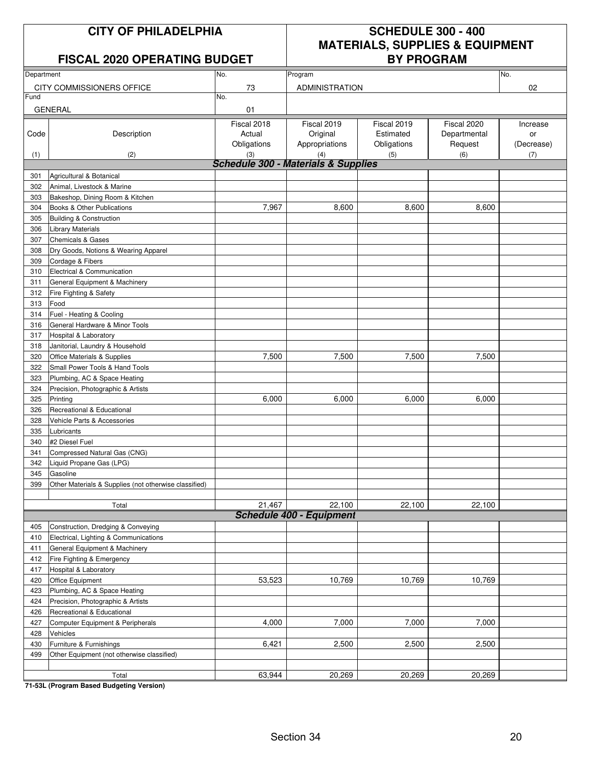# CITY OF PHILADELPHIA

## FISCAL 2020 OPERATING BUDGET

## SCHEDULE 300 - 400 MATERIALS, SUPPLIES & EQUIPMENT BY PROGRAM

| Department | No. | Program | No. |
|---|---|---|---|
| CITY COMMISSIONERS OFFICE | 73 | ADMINISTRATION | 02 |
| **Fund** | **No.** | | |
| GENERAL | 01 | | |

| Code (1) | Description (2) | Fiscal 2018 Actual Obligations (3) | Fiscal 2019 Original Appropriations (4) | Fiscal 2019 Estimated Obligations (5) | Fiscal 2020 Departmental Request (6) | Increase or (Decrease) (7) |
|---|---|---|---|---|---|---|
| | ***Schedule 300 - Materials & Supplies*** | | | | | |
| 301 | Agricultural & Botanical | | | | | |
| 302 | Animal, Livestock & Marine | | | | | |
| 303 | Bakeshop, Dining Room & Kitchen | | | | | |
| 304 | Books & Other Publications | 7,967 | 8,600 | 8,600 | 8,600 | |
| 305 | Building & Construction | | | | | |
| 306 | Library Materials | | | | | |
| 307 | Chemicals & Gases | | | | | |
| 308 | Dry Goods, Notions & Wearing Apparel | | | | | |
| 309 | Cordage & Fibers | | | | | |
| 310 | Electrical & Communication | | | | | |
| 311 | General Equipment & Machinery | | | | | |
| 312 | Fire Fighting & Safety | | | | | |
| 313 | Food | | | | | |
| 314 | Fuel - Heating & Cooling | | | | | |
| 316 | General Hardware & Minor Tools | | | | | |
| 317 | Hospital & Laboratory | | | | | |
| 318 | Janitorial, Laundry & Household | | | | | |
| 320 | Office Materials & Supplies | 7,500 | 7,500 | 7,500 | 7,500 | |
| 322 | Small Power Tools & Hand Tools | | | | | |
| 323 | Plumbing, AC & Space Heating | | | | | |
| 324 | Precision, Photographic & Artists | | | | | |
| 325 | Printing | 6,000 | 6,000 | 6,000 | 6,000 | |
| 326 | Recreational & Educational | | | | | |
| 328 | Vehicle Parts & Accessories | | | | | |
| 335 | Lubricants | | | | | |
| 340 | #2 Diesel Fuel | | | | | |
| 341 | Compressed Natural Gas (CNG) | | | | | |
| 342 | Liquid Propane Gas (LPG) | | | | | |
| 345 | Gasoline | | | | | |
| 399 | Other Materials & Supplies (not otherwise classified) | | | | | |
| | Total | 21,467 | 22,100 | 22,100 | 22,100 | |
| | ***Schedule 400 - Equipment*** | | | | | |
| 405 | Construction, Dredging & Conveying | | | | | |
| 410 | Electrical, Lighting & Communications | | | | | |
| 411 | General Equipment & Machinery | | | | | |
| 412 | Fire Fighting & Emergency | | | | | |
| 417 | Hospital & Laboratory | | | | | |
| 420 | Office Equipment | 53,523 | 10,769 | 10,769 | 10,769 | |
| 423 | Plumbing, AC & Space Heating | | | | | |
| 424 | Precision, Photographic & Artists | | | | | |
| 426 | Recreational & Educational | | | | | |
| 427 | Computer Equipment & Peripherals | 4,000 | 7,000 | 7,000 | 7,000 | |
| 428 | Vehicles | | | | | |
| 430 | Furniture & Furnishings | 6,421 | 2,500 | 2,500 | 2,500 | |
| 499 | Other Equipment (not otherwise classified) | | | | | |
| | Total | 63,944 | 20,269 | 20,269 | 20,269 | |

**71-53L (Program Based Budgeting Version)**

Section 34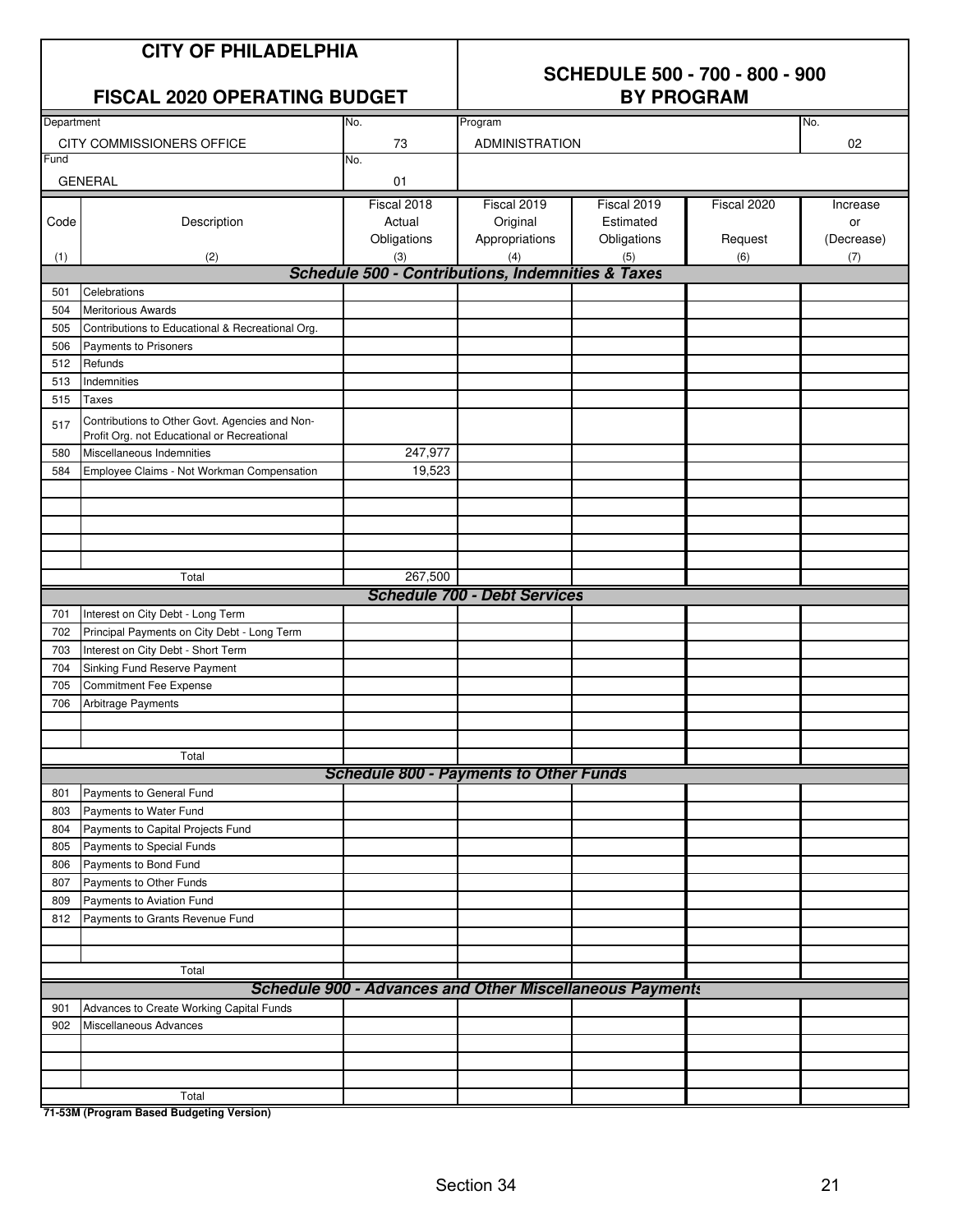# CITY OF PHILADELPHIA

## FISCAL 2020 OPERATING BUDGET

## SCHEDULE 500 - 700 - 800 - 900 BY PROGRAM

| Department | No. | Program | No. |
|---|---|---|---|
| CITY COMMISSIONERS OFFICE | 73 | ADMINISTRATION | 02 |
| Fund | No. | | |
| GENERAL | 01 | | |

| Code (1) | Description (2) | Fiscal 2018 Actual Obligations (3) | Fiscal 2019 Original Appropriations (4) | Fiscal 2019 Estimated Obligations (5) | Fiscal 2020 Request (6) | Increase or (Decrease) (7) |
|---|---|---|---|---|---|---|
| | ***Schedule 500 - Contributions, Indemnities & Taxes*** | | | | | |
| 501 | Celebrations | | | | | |
| 504 | Meritorious Awards | | | | | |
| 505 | Contributions to Educational & Recreational Org. | | | | | |
| 506 | Payments to Prisoners | | | | | |
| 512 | Refunds | | | | | |
| 513 | Indemnities | | | | | |
| 515 | Taxes | | | | | |
| 517 | Contributions to Other Govt. Agencies and Non-Profit Org. not Educational or Recreational | | | | | |
| 580 | Miscellaneous Indemnities | 247,977 | | | | |
| 584 | Employee Claims - Not Workman Compensation | 19,523 | | | | |
| | Total | 267,500 | | | | |
| | ***Schedule 700 - Debt Services*** | | | | | |
| 701 | Interest on City Debt - Long Term | | | | | |
| 702 | Principal Payments on City Debt - Long Term | | | | | |
| 703 | Interest on City Debt - Short Term | | | | | |
| 704 | Sinking Fund Reserve Payment | | | | | |
| 705 | Commitment Fee Expense | | | | | |
| 706 | Arbitrage Payments | | | | | |
| | Total | | | | | |
| | ***Schedule 800 - Payments to Other Funds*** | | | | | |
| 801 | Payments to General Fund | | | | | |
| 803 | Payments to Water Fund | | | | | |
| 804 | Payments to Capital Projects Fund | | | | | |
| 805 | Payments to Special Funds | | | | | |
| 806 | Payments to Bond Fund | | | | | |
| 807 | Payments to Other Funds | | | | | |
| 809 | Payments to Aviation Fund | | | | | |
| 812 | Payments to Grants Revenue Fund | | | | | |
| | Total | | | | | |
| | ***Schedule 900 - Advances and Other Miscellaneous Payments*** | | | | | |
| 901 | Advances to Create Working Capital Funds | | | | | |
| 902 | Miscellaneous Advances | | | | | |
| | Total | | | | | |

**71-53M (Program Based Budgeting Version)**

Section 34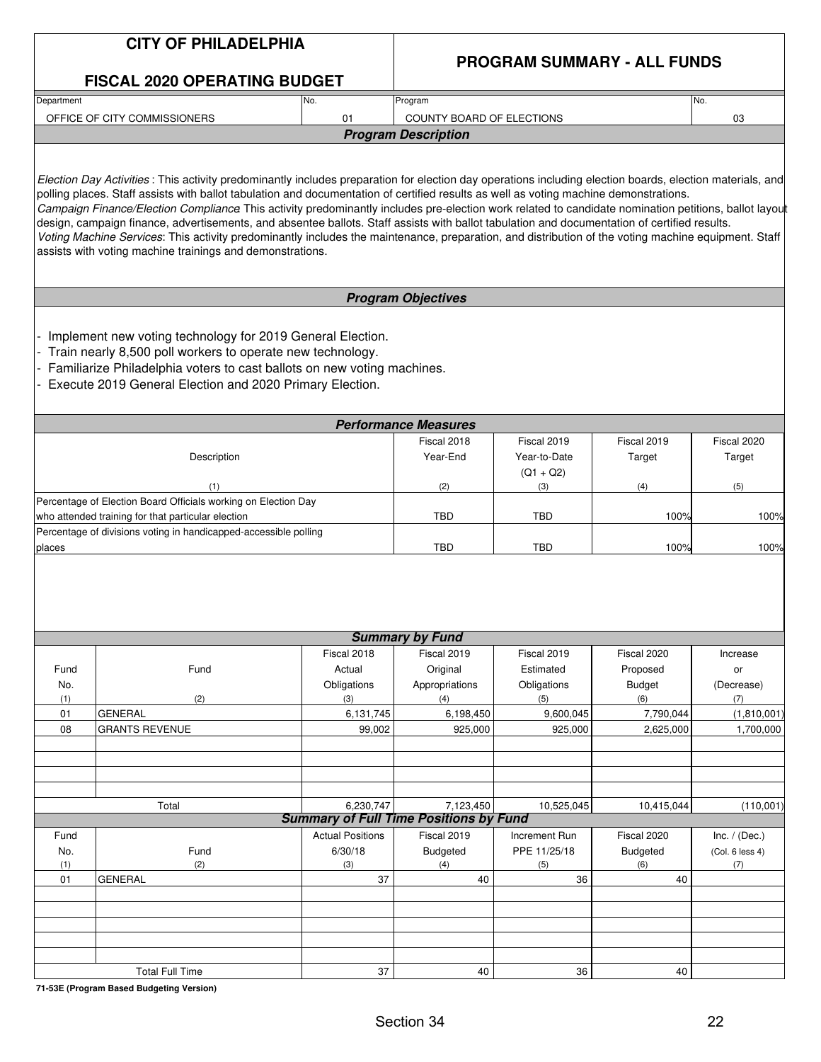# CITY OF PHILADELPHIA

## FISCAL 2020 OPERATING BUDGET

## PROGRAM SUMMARY - ALL FUNDS

| Department | No. | Program | No. |
|---|---|---|---|
| OFFICE OF CITY COMMISSIONERS | 01 | COUNTY BOARD OF ELECTIONS | 03 |

### Program Description

*Election Day Activities*: This activity predominantly includes preparation for election day operations including election boards, election materials, and polling places. Staff assists with ballot tabulation and documentation of certified results as well as voting machine demonstrations.
*Campaign Finance/Election Compliance* This activity predominantly includes pre-election work related to candidate nomination petitions, ballot layout design, campaign finance, advertisements, and absentee ballots. Staff assists with ballot tabulation and documentation of certified results.
*Voting Machine Services*: This activity predominantly includes the maintenance, preparation, and distribution of the voting machine equipment. Staff assists with voting machine trainings and demonstrations.

### Program Objectives

- Implement new voting technology for 2019 General Election.
- Train nearly 8,500 poll workers to operate new technology.
- Familiarize Philadelphia voters to cast ballots on new voting machines.
- Execute 2019 General Election and 2020 Primary Election.

### Performance Measures

| Description (1) | Fiscal 2018 Year-End (2) | Fiscal 2019 Year-to-Date (Q1 + Q2) (3) | Fiscal 2019 Target (4) | Fiscal 2020 Target (5) |
|---|---|---|---|---|
| Percentage of Election Board Officials working on Election Day who attended training for that particular election | TBD | TBD | 100% | 100% |
| Percentage of divisions voting in handicapped-accessible polling places | TBD | TBD | 100% | 100% |

### Summary by Fund

| Fund No. (1) | Fund (2) | Fiscal 2018 Actual Obligations (3) | Fiscal 2019 Original Appropriations (4) | Fiscal 2019 Estimated Obligations (5) | Fiscal 2020 Proposed Budget (6) | Increase or (Decrease) (7) |
|---|---|---|---|---|---|---|
| 01 | GENERAL | 6,131,745 | 6,198,450 | 9,600,045 | 7,790,044 | (1,810,001) |
| 08 | GRANTS REVENUE | 99,002 | 925,000 | 925,000 | 2,625,000 | 1,700,000 |
| | Total | 6,230,747 | 7,123,450 | 10,525,045 | 10,415,044 | (110,001) |

### Summary of Full Time Positions by Fund

| Fund No. (1) | Fund (2) | Actual Positions 6/30/18 (3) | Fiscal 2019 Budgeted (4) | Increment Run PPE 11/25/18 (5) | Fiscal 2020 Budgeted (6) | Inc. / (Dec.) (Col. 6 less 4) (7) |
|---|---|---|---|---|---|---|
| 01 | GENERAL | 37 | 40 | 36 | 40 | |
| | Total Full Time | 37 | 40 | 36 | 40 | |

71-53E (Program Based Budgeting Version)

Section 34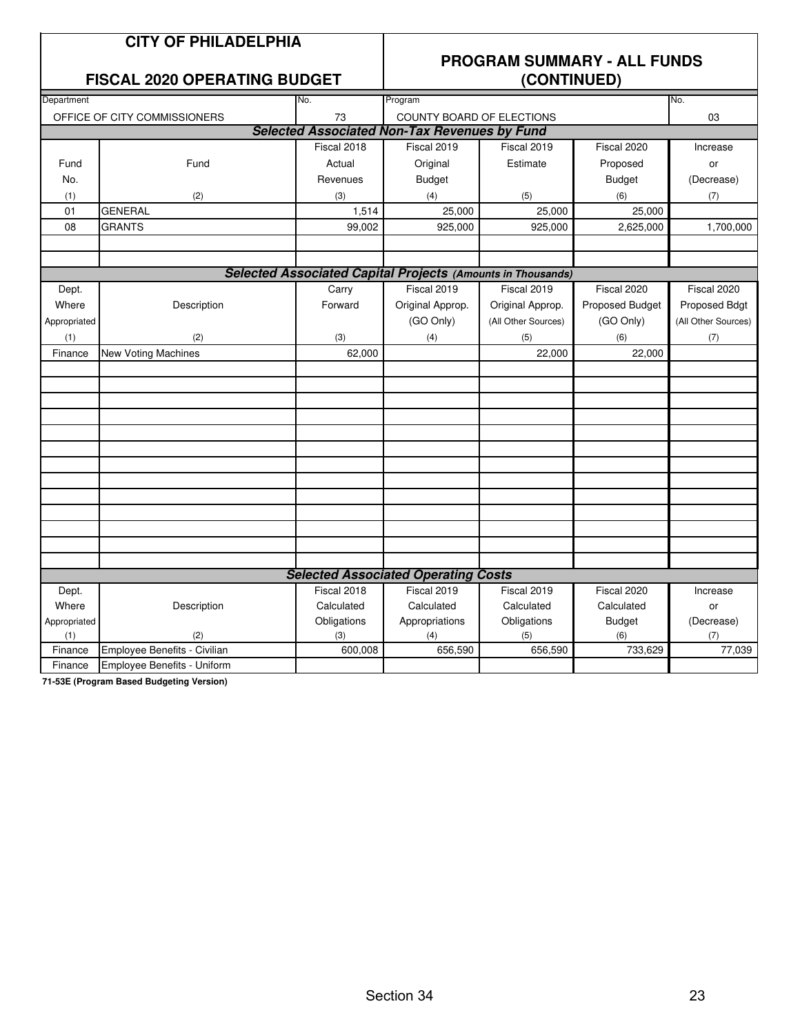# CITY OF PHILADELPHIA

## FISCAL 2020 OPERATING BUDGET

## PROGRAM SUMMARY - ALL FUNDS (CONTINUED)

| Department | No. | Program | No. |
|---|---|---|---|
| OFFICE OF CITY COMMISSIONERS | 73 | COUNTY BOARD OF ELECTIONS | 03 |

### *Selected Associated Non-Tax Revenues by Fund*

| Fund No. (1) | Fund (2) | Fiscal 2018 Actual Revenues (3) | Fiscal 2019 Original Budget (4) | Fiscal 2019 Estimate (5) | Fiscal 2020 Proposed Budget (6) | Increase or (Decrease) (7) |
|---|---|---|---|---|---|---|
| 01 | GENERAL | 1,514 | 25,000 | 25,000 | 25,000 | |
| 08 | GRANTS | 99,002 | 925,000 | 925,000 | 2,625,000 | 1,700,000 |

### *Selected Associated Capital Projects (Amounts in Thousands)*

| Dept. Where Appropriated (1) | Description (2) | Carry Forward (3) | Fiscal 2019 Original Approp. (GO Only) (4) | Fiscal 2019 Original Approp. (All Other Sources) (5) | Fiscal 2020 Proposed Budget (GO Only) (6) | Fiscal 2020 Proposed Bdgt (All Other Sources) (7) |
|---|---|---|---|---|---|---|
| Finance | New Voting Machines | 62,000 | | 22,000 | 22,000 | |

### *Selected Associated Operating Costs*

| Dept. Where Appropriated (1) | Description (2) | Fiscal 2018 Calculated Obligations (3) | Fiscal 2019 Calculated Appropriations (4) | Fiscal 2019 Calculated Obligations (5) | Fiscal 2020 Calculated Budget (6) | Increase or (Decrease) (7) |
|---|---|---|---|---|---|---|
| Finance | Employee Benefits - Civilian | 600,008 | 656,590 | 656,590 | 733,629 | 77,039 |
| Finance | Employee Benefits - Uniform | | | | | |

**71-53E (Program Based Budgeting Version)**

Section 34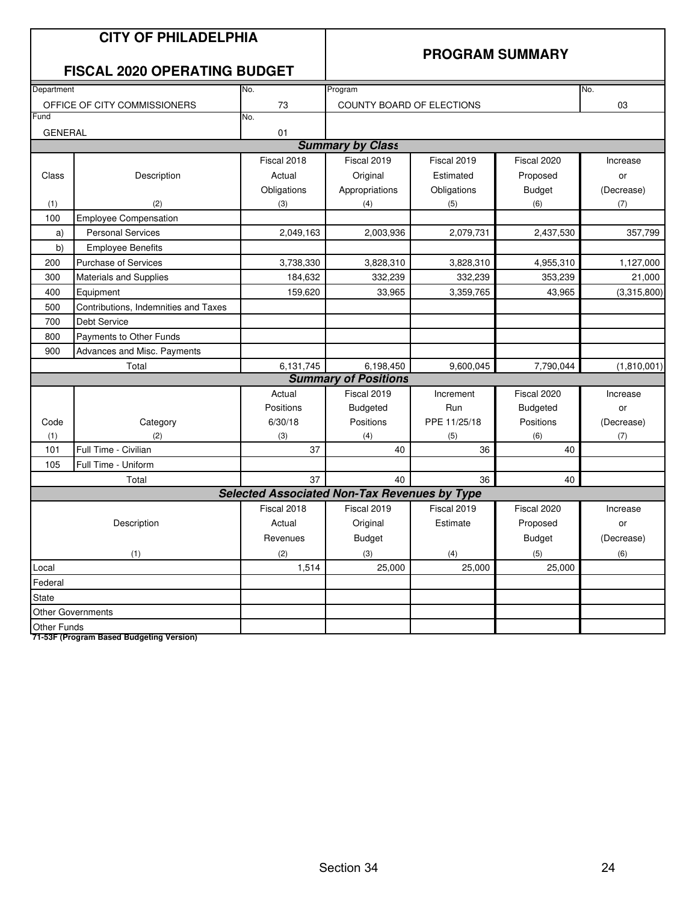# CITY OF PHILADELPHIA

## FISCAL 2020 OPERATING BUDGET

## PROGRAM SUMMARY

| Department | No. | Program | No. |
|---|---|---|---|
| OFFICE OF CITY COMMISSIONERS | 73 | COUNTY BOARD OF ELECTIONS | 03 |
| **Fund** | **No.** | | |
| GENERAL | 01 | | |

### Summary by Class

| Class (1) | Description (2) | Fiscal 2018 Actual Obligations (3) | Fiscal 2019 Original Appropriations (4) | Fiscal 2019 Estimated Obligations (5) | Fiscal 2020 Proposed Budget (6) | Increase or (Decrease) (7) |
|---|---|---|---|---|---|---|
| 100 | Employee Compensation | | | | | |
| a) | Personal Services | 2,049,163 | 2,003,936 | 2,079,731 | 2,437,530 | 357,799 |
| b) | Employee Benefits | | | | | |
| 200 | Purchase of Services | 3,738,330 | 3,828,310 | 3,828,310 | 4,955,310 | 1,127,000 |
| 300 | Materials and Supplies | 184,632 | 332,239 | 332,239 | 353,239 | 21,000 |
| 400 | Equipment | 159,620 | 33,965 | 3,359,765 | 43,965 | (3,315,800) |
| 500 | Contributions, Indemnities and Taxes | | | | | |
| 700 | Debt Service | | | | | |
| 800 | Payments to Other Funds | | | | | |
| 900 | Advances and Misc. Payments | | | | | |
| | Total | 6,131,745 | 6,198,450 | 9,600,045 | 7,790,044 | (1,810,001) |

### Summary of Positions

| Code (1) | Category (2) | Actual Positions 6/30/18 (3) | Fiscal 2019 Budgeted Positions (4) | Increment Run PPE 11/25/18 (5) | Fiscal 2020 Budgeted Positions (6) | Increase or (Decrease) (7) |
|---|---|---|---|---|---|---|
| 101 | Full Time - Civilian | 37 | 40 | 36 | 40 | |
| 105 | Full Time - Uniform | | | | | |
| | Total | 37 | 40 | 36 | 40 | |

### Selected Associated Non-Tax Revenues by Type

| Description (1) | Fiscal 2018 Actual Revenues (2) | Fiscal 2019 Original Budget (3) | Fiscal 2019 Estimate (4) | Fiscal 2020 Proposed Budget (5) | Increase or (Decrease) (6) |
|---|---|---|---|---|---|
| Local | 1,514 | 25,000 | 25,000 | 25,000 | |
| Federal | | | | | |
| State | | | | | |
| Other Governments | | | | | |
| Other Funds | | | | | |

**71-53F (Program Based Budgeting Version)**

Section 34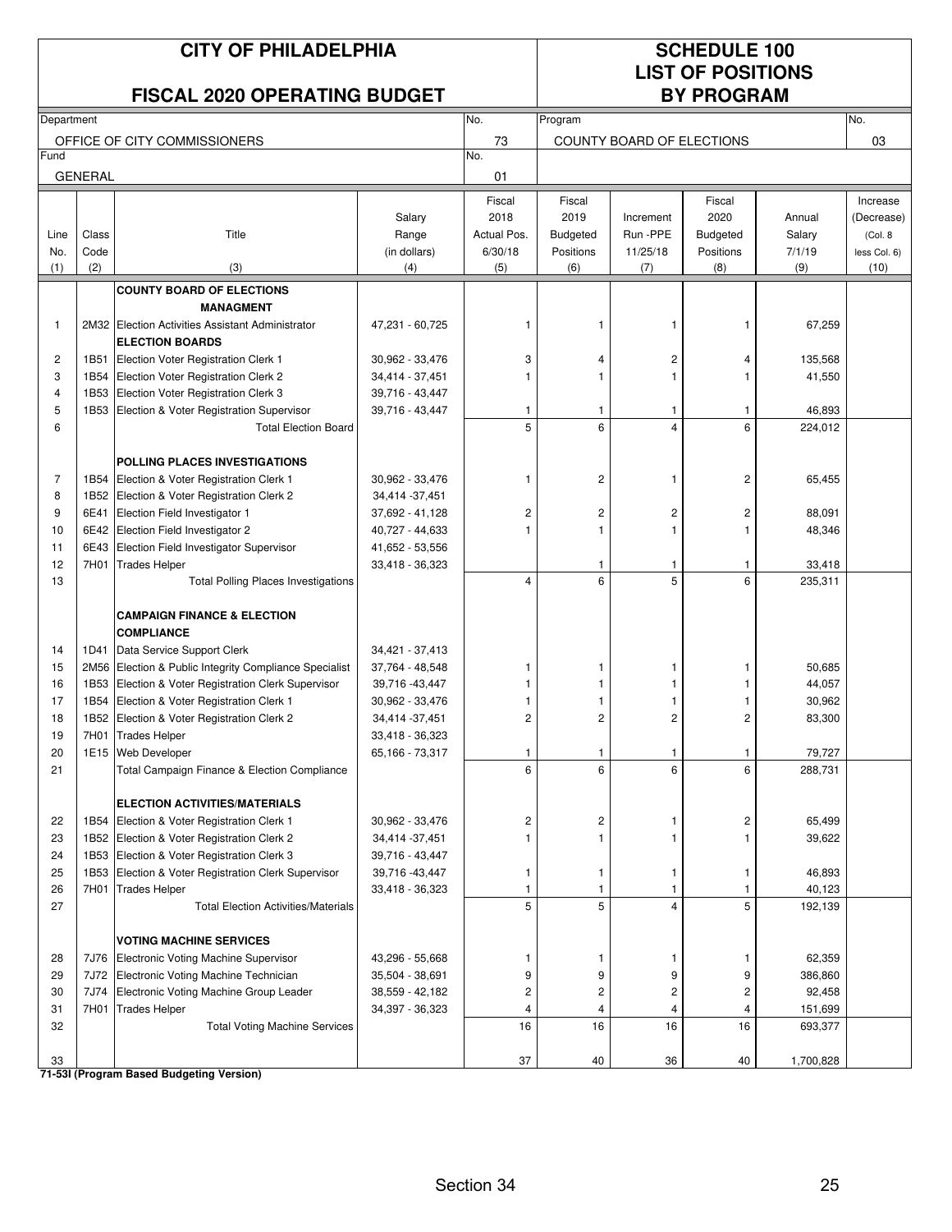# CITY OF PHILADELPHIA

## FISCAL 2020 OPERATING BUDGET

## SCHEDULE 100 LIST OF POSITIONS BY PROGRAM

| Department | No. | Program | No. |
|---|---|---|---|
| OFFICE OF CITY COMMISSIONERS | 73 | COUNTY BOARD OF ELECTIONS | 03 |
| Fund | No. | | |
| GENERAL | 01 | | |

| Line No. (1) | Class Code (2) | Title (3) | Salary Range (in dollars) (4) | Fiscal 2018 Actual Pos. 6/30/18 (5) | Fiscal 2019 Budgeted Positions (6) | Increment Run -PPE 11/25/18 (7) | Fiscal 2020 Budgeted Positions (8) | Annual Salary 7/1/19 (9) | Increase (Decrease) (Col. 8 less Col. 6) (10) |
|---|---|---|---|---|---|---|---|---|---|
| | | **COUNTY BOARD OF ELECTIONS** | | | | | | | |
| | | **MANAGMENT** | | | | | | | |
| 1 | 2M32 | Election Activities Assistant Administrator | 47,231 - 60,725 | 1 | 1 | 1 | 1 | 67,259 | |
| | | **ELECTION BOARDS** | | | | | | | |
| 2 | 1B51 | Election Voter Registration Clerk 1 | 30,962 - 33,476 | 3 | 4 | 2 | 4 | 135,568 | |
| 3 | 1B54 | Election Voter Registration Clerk 2 | 34,414 - 37,451 | 1 | 1 | 1 | 1 | 41,550 | |
| 4 | 1B53 | Election Voter Registration Clerk 3 | 39,716 - 43,447 | | | | | | |
| 5 | 1B53 | Election & Voter Registration Supervisor | 39,716 - 43,447 | 1 | 1 | 1 | 1 | 46,893 | |
| 6 | | Total Election Board | | 5 | 6 | 4 | 6 | 224,012 | |
| | | **POLLING PLACES INVESTIGATIONS** | | | | | | | |
| 7 | 1B54 | Election & Voter Registration Clerk 1 | 30,962 - 33,476 | 1 | 2 | 1 | 2 | 65,455 | |
| 8 | 1B52 | Election & Voter Registration Clerk 2 | 34,414 -37,451 | | | | | | |
| 9 | 6E41 | Election Field Investigator 1 | 37,692 - 41,128 | 2 | 2 | 2 | 2 | 88,091 | |
| 10 | 6E42 | Election Field Investigator 2 | 40,727 - 44,633 | 1 | 1 | 1 | 1 | 48,346 | |
| 11 | 6E43 | Election Field Investigator Supervisor | 41,652 - 53,556 | | | | | | |
| 12 | 7H01 | Trades Helper | 33,418 - 36,323 | | 1 | 1 | 1 | 33,418 | |
| 13 | | Total Polling Places Investigations | | 4 | 6 | 5 | 6 | 235,311 | |
| | | **CAMPAIGN FINANCE & ELECTION COMPLIANCE** | | | | | | | |
| 14 | 1D41 | Data Service Support Clerk | 34,421 - 37,413 | | | | | | |
| 15 | 2M56 | Election & Public Integrity Compliance Specialist | 37,764 - 48,548 | 1 | 1 | 1 | 1 | 50,685 | |
| 16 | 1B53 | Election & Voter Registration Clerk Supervisor | 39,716 -43,447 | 1 | 1 | 1 | 1 | 44,057 | |
| 17 | 1B54 | Election & Voter Registration Clerk 1 | 30,962 - 33,476 | 1 | 1 | 1 | 1 | 30,962 | |
| 18 | 1B52 | Election & Voter Registration Clerk 2 | 34,414 -37,451 | 2 | 2 | 2 | 2 | 83,300 | |
| 19 | 7H01 | Trades Helper | 33,418 - 36,323 | | | | | | |
| 20 | 1E15 | Web Developer | 65,166 - 73,317 | 1 | 1 | 1 | 1 | 79,727 | |
| 21 | | Total Campaign Finance & Election Compliance | | 6 | 6 | 6 | 6 | 288,731 | |
| | | **ELECTION ACTIVITIES/MATERIALS** | | | | | | | |
| 22 | 1B54 | Election & Voter Registration Clerk 1 | 30,962 - 33,476 | 2 | 2 | 1 | 2 | 65,499 | |
| 23 | 1B52 | Election & Voter Registration Clerk 2 | 34,414 -37,451 | 1 | 1 | 1 | 1 | 39,622 | |
| 24 | 1B53 | Election & Voter Registration Clerk 3 | 39,716 - 43,447 | | | | | | |
| 25 | 1B53 | Election & Voter Registration Clerk Supervisor | 39,716 -43,447 | 1 | 1 | 1 | 1 | 46,893 | |
| 26 | 7H01 | Trades Helper | 33,418 - 36,323 | 1 | 1 | 1 | 1 | 40,123 | |
| 27 | | Total Election Activities/Materials | | 5 | 5 | 4 | 5 | 192,139 | |
| | | **VOTING MACHINE SERVICES** | | | | | | | |
| 28 | 7J76 | Electronic Voting Machine Supervisor | 43,296 - 55,668 | 1 | 1 | 1 | 1 | 62,359 | |
| 29 | 7J72 | Electronic Voting Machine Technician | 35,504 - 38,691 | 9 | 9 | 9 | 9 | 386,860 | |
| 30 | 7J74 | Electronic Voting Machine Group Leader | 38,559 - 42,182 | 2 | 2 | 2 | 2 | 92,458 | |
| 31 | 7H01 | Trades Helper | 34,397 - 36,323 | 4 | 4 | 4 | 4 | 151,699 | |
| 32 | | Total Voting Machine Services | | 16 | 16 | 16 | 16 | 693,377 | |
| 33 | | | | 37 | 40 | 36 | 40 | 1,700,828 | |

**71-53I (Program Based Budgeting Version)**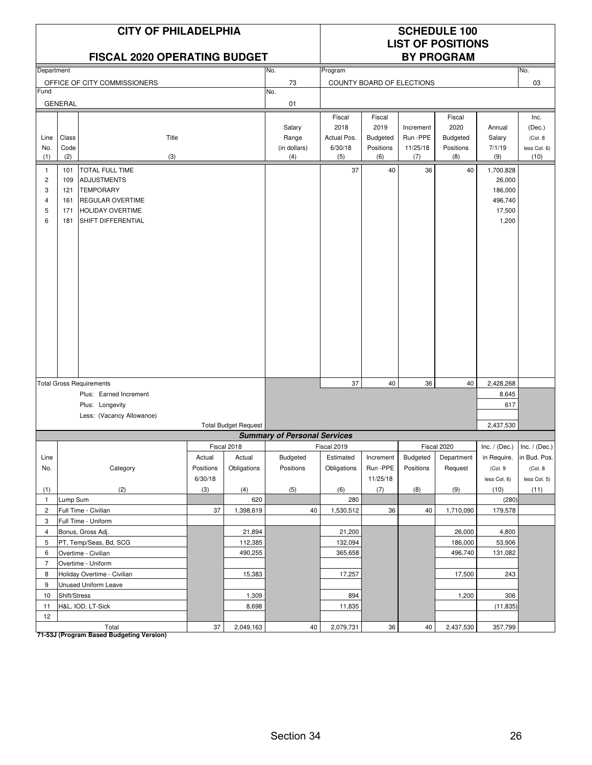# CITY OF PHILADELPHIA

## FISCAL 2020 OPERATING BUDGET

# SCHEDULE 100
## LIST OF POSITIONS BY PROGRAM

| Department | No. | Program | No. |
|---|---|---|---|
| OFFICE OF CITY COMMISSIONERS | 73 | COUNTY BOARD OF ELECTIONS | 03 |
| Fund | No. | | |
| GENERAL | 01 | | |

| Line No. (1) | Class Code (2) | Title (3) | Salary Range (in dollars) (4) | Fiscal 2018 Actual Pos. 6/30/18 (5) | Fiscal 2019 Budgeted Positions (6) | Increment Run -PPE 11/25/18 (7) | Fiscal 2020 Budgeted Positions (8) | Annual Salary 7/1/19 (9) | Inc. (Dec.) (Col. 8 less Col. 6) (10) |
|---|---|---|---|---|---|---|---|---|---|
| 1 | 101 | TOTAL FULL TIME | | 37 | 40 | 36 | 40 | 1,700,828 | |
| 2 | 109 | ADJUSTMENTS | | | | | | 26,000 | |
| 3 | 121 | TEMPORARY | | | | | | 186,000 | |
| 4 | 161 | REGULAR OVERTIME | | | | | | 496,740 | |
| 5 | 171 | HOLIDAY OVERTIME | | | | | | 17,500 | |
| 6 | 181 | SHIFT DIFFERENTIAL | | | | | | 1,200 | |
| | | Total Gross Requirements | | 37 | 40 | 36 | 40 | 2,428,268 | |
| | | Plus: Earned Increment | | | | | | 8,645 | |
| | | Plus: Longevity | | | | | | 617 | |
| | | Less: (Vacancy Allowance) | | | | | | | |
| | | Total Budget Request | | | | | | 2,437,530 | |

### Summary of Personal Services

| Line No. (1) | Category (2) | Fiscal 2018 Actual Positions 6/30/18 (3) | Fiscal 2018 Actual Obligations (4) | Fiscal 2019 Budgeted Positions (5) | Fiscal 2019 Estimated Obligations (6) | Increment Run -PPE 11/25/18 (7) | Fiscal 2020 Budgeted Positions (8) | Fiscal 2020 Department Request (9) | Inc. / (Dec.) in Require. (Col. 9 less Col. 6) (10) | Inc. / (Dec.) in Bud. Pos. (Col. 8 less Col. 5) (11) |
|---|---|---|---|---|---|---|---|---|---|---|
| 1 | Lump Sum | | 620 | | 280 | | | | (280) | |
| 2 | Full Time - Civilian | 37 | 1,398,619 | 40 | 1,530,512 | 36 | 40 | 1,710,090 | 179,578 | |
| 3 | Full Time - Uniform | | | | | | | | | |
| 4 | Bonus, Gross Adj. | | 21,894 | | 21,200 | | | 26,000 | 4,800 | |
| 5 | PT, Temp/Seas, Bd, SCG | | 112,385 | | 132,094 | | | 186,000 | 53,906 | |
| 6 | Overtime - Civilian | | 490,255 | | 365,658 | | | 496,740 | 131,082 | |
| 7 | Overtime - Uniform | | | | | | | | | |
| 8 | Holiday Overtime - Civilian | | 15,383 | | 17,257 | | | 17,500 | 243 | |
| 9 | Unused Uniform Leave | | | | | | | | | |
| 10 | Shift/Stress | | 1,309 | | 894 | | | 1,200 | 306 | |
| 11 | H&L, IOD, LT-Sick | | 8,698 | | 11,835 | | | | (11,835) | |
| 12 | | | | | | | | | | |
| | Total | 37 | 2,049,163 | 40 | 2,079,731 | 36 | 40 | 2,437,530 | 357,799 | |

**71-53J (Program Based Budgeting Version)**

Section 34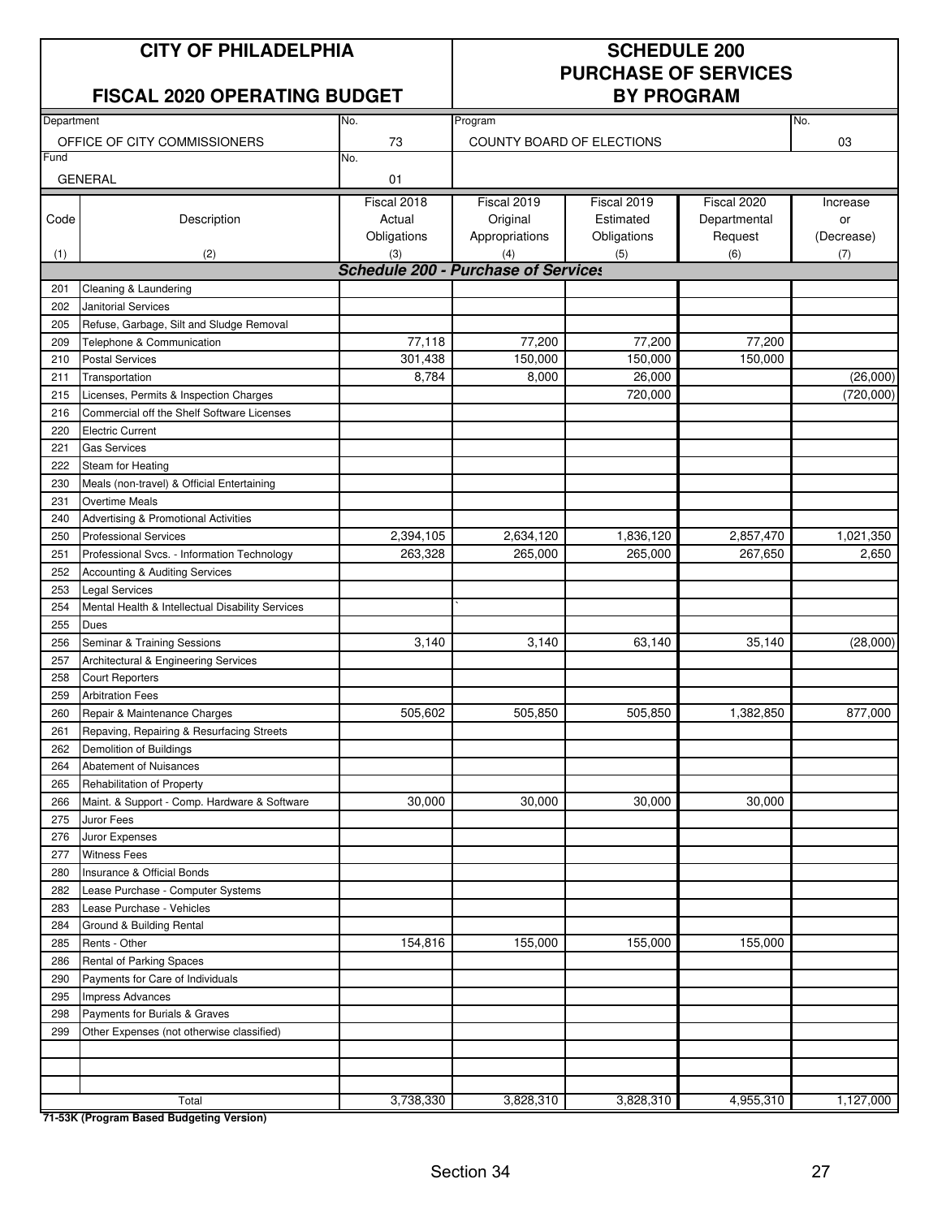# CITY OF PHILADELPHIA

## FISCAL 2020 OPERATING BUDGET

## SCHEDULE 200 PURCHASE OF SERVICES BY PROGRAM

| Department | No. | Program | No. |
|---|---|---|---|
| OFFICE OF CITY COMMISSIONERS | 73 | COUNTY BOARD OF ELECTIONS | 03 |
| **Fund** | **No.** | | |
| GENERAL | 01 | | |

| Code | Description | Fiscal 2018 Actual Obligations | Fiscal 2019 Original Appropriations | Fiscal 2019 Estimated Obligations | Fiscal 2020 Departmental Request | Increase or (Decrease) |
|---|---|---|---|---|---|---|
| (1) | (2) | (3) | (4) | (5) | (6) | (7) |
| | ***Schedule 200 - Purchase of Services*** | | | | | |
| 201 | Cleaning & Laundering | | | | | |
| 202 | Janitorial Services | | | | | |
| 205 | Refuse, Garbage, Silt and Sludge Removal | | | | | |
| 209 | Telephone & Communication | 77,118 | 77,200 | 77,200 | 77,200 | |
| 210 | Postal Services | 301,438 | 150,000 | 150,000 | 150,000 | |
| 211 | Transportation | 8,784 | 8,000 | 26,000 | | (26,000) |
| 215 | Licenses, Permits & Inspection Charges | | | 720,000 | | (720,000) |
| 216 | Commercial off the Shelf Software Licenses | | | | | |
| 220 | Electric Current | | | | | |
| 221 | Gas Services | | | | | |
| 222 | Steam for Heating | | | | | |
| 230 | Meals (non-travel) & Official Entertaining | | | | | |
| 231 | Overtime Meals | | | | | |
| 240 | Advertising & Promotional Activities | | | | | |
| 250 | Professional Services | 2,394,105 | 2,634,120 | 1,836,120 | 2,857,470 | 1,021,350 |
| 251 | Professional Svcs. - Information Technology | 263,328 | 265,000 | 265,000 | 267,650 | 2,650 |
| 252 | Accounting & Auditing Services | | | | | |
| 253 | Legal Services | | | | | |
| 254 | Mental Health & Intellectual Disability Services | | ` | | | |
| 255 | Dues | | | | | |
| 256 | Seminar & Training Sessions | 3,140 | 3,140 | 63,140 | 35,140 | (28,000) |
| 257 | Architectural & Engineering Services | | | | | |
| 258 | Court Reporters | | | | | |
| 259 | Arbitration Fees | | | | | |
| 260 | Repair & Maintenance Charges | 505,602 | 505,850 | 505,850 | 1,382,850 | 877,000 |
| 261 | Repaving, Repairing & Resurfacing Streets | | | | | |
| 262 | Demolition of Buildings | | | | | |
| 264 | Abatement of Nuisances | | | | | |
| 265 | Rehabilitation of Property | | | | | |
| 266 | Maint. & Support - Comp. Hardware & Software | 30,000 | 30,000 | 30,000 | 30,000 | |
| 275 | Juror Fees | | | | | |
| 276 | Juror Expenses | | | | | |
| 277 | Witness Fees | | | | | |
| 280 | Insurance & Official Bonds | | | | | |
| 282 | Lease Purchase - Computer Systems | | | | | |
| 283 | Lease Purchase - Vehicles | | | | | |
| 284 | Ground & Building Rental | | | | | |
| 285 | Rents - Other | 154,816 | 155,000 | 155,000 | 155,000 | |
| 286 | Rental of Parking Spaces | | | | | |
| 290 | Payments for Care of Individuals | | | | | |
| 295 | Impress Advances | | | | | |
| 298 | Payments for Burials & Graves | | | | | |
| 299 | Other Expenses (not otherwise classified) | | | | | |
| | | | | | | |
| | | | | | | |
| | | | | | | |
| | Total | 3,738,330 | 3,828,310 | 3,828,310 | 4,955,310 | 1,127,000 |

**71-53K (Program Based Budgeting Version)**

Section 34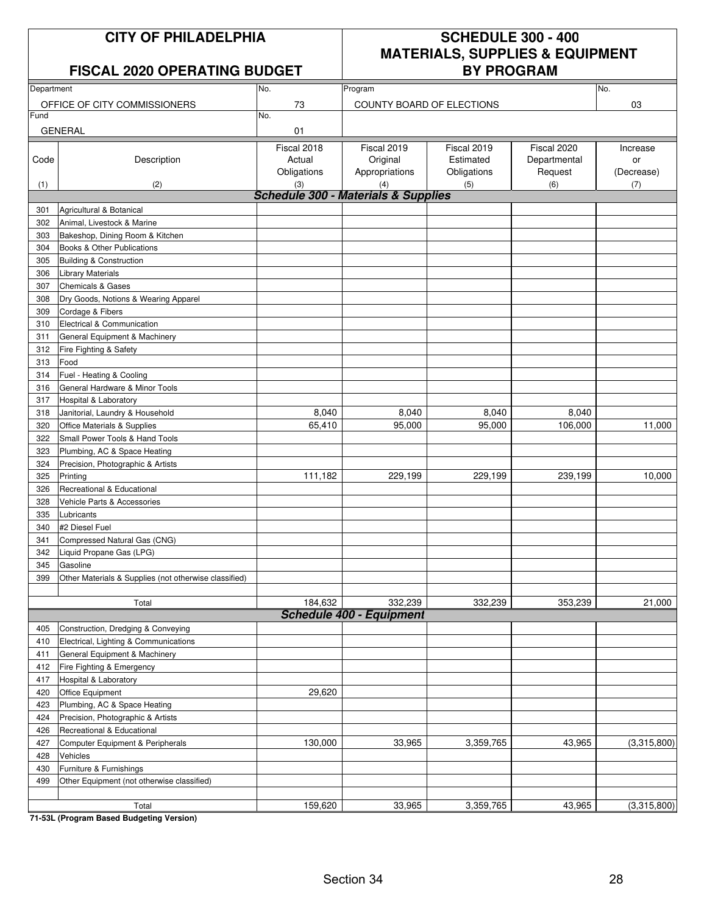# CITY OF PHILADELPHIA

## FISCAL 2020 OPERATING BUDGET

## SCHEDULE 300 - 400 MATERIALS, SUPPLIES & EQUIPMENT BY PROGRAM

| Department | No. | Program | No. |
|---|---|---|---|
| OFFICE OF CITY COMMISSIONERS | 73 | COUNTY BOARD OF ELECTIONS | 03 |
| Fund | No. | | |
| GENERAL | 01 | | |

| Code (1) | Description (2) | Fiscal 2018 Actual Obligations (3) | Fiscal 2019 Original Appropriations (4) | Fiscal 2019 Estimated Obligations (5) | Fiscal 2020 Departmental Request (6) | Increase or (Decrease) (7) |
|---|---|---|---|---|---|---|
| | ***Schedule 300 - Materials & Supplies*** | | | | | |
| 301 | Agricultural & Botanical | | | | | |
| 302 | Animal, Livestock & Marine | | | | | |
| 303 | Bakeshop, Dining Room & Kitchen | | | | | |
| 304 | Books & Other Publications | | | | | |
| 305 | Building & Construction | | | | | |
| 306 | Library Materials | | | | | |
| 307 | Chemicals & Gases | | | | | |
| 308 | Dry Goods, Notions & Wearing Apparel | | | | | |
| 309 | Cordage & Fibers | | | | | |
| 310 | Electrical & Communication | | | | | |
| 311 | General Equipment & Machinery | | | | | |
| 312 | Fire Fighting & Safety | | | | | |
| 313 | Food | | | | | |
| 314 | Fuel - Heating & Cooling | | | | | |
| 316 | General Hardware & Minor Tools | | | | | |
| 317 | Hospital & Laboratory | | | | | |
| 318 | Janitorial, Laundry & Household | 8,040 | 8,040 | 8,040 | 8,040 | |
| 320 | Office Materials & Supplies | 65,410 | 95,000 | 95,000 | 106,000 | 11,000 |
| 322 | Small Power Tools & Hand Tools | | | | | |
| 323 | Plumbing, AC & Space Heating | | | | | |
| 324 | Precision, Photographic & Artists | | | | | |
| 325 | Printing | 111,182 | 229,199 | 229,199 | 239,199 | 10,000 |
| 326 | Recreational & Educational | | | | | |
| 328 | Vehicle Parts & Accessories | | | | | |
| 335 | Lubricants | | | | | |
| 340 | #2 Diesel Fuel | | | | | |
| 341 | Compressed Natural Gas (CNG) | | | | | |
| 342 | Liquid Propane Gas (LPG) | | | | | |
| 345 | Gasoline | | | | | |
| 399 | Other Materials & Supplies (not otherwise classified) | | | | | |
| | Total | 184,632 | 332,239 | 332,239 | 353,239 | 21,000 |
| | ***Schedule 400 - Equipment*** | | | | | |
| 405 | Construction, Dredging & Conveying | | | | | |
| 410 | Electrical, Lighting & Communications | | | | | |
| 411 | General Equipment & Machinery | | | | | |
| 412 | Fire Fighting & Emergency | | | | | |
| 417 | Hospital & Laboratory | | | | | |
| 420 | Office Equipment | 29,620 | | | | |
| 423 | Plumbing, AC & Space Heating | | | | | |
| 424 | Precision, Photographic & Artists | | | | | |
| 426 | Recreational & Educational | | | | | |
| 427 | Computer Equipment & Peripherals | 130,000 | 33,965 | 3,359,765 | 43,965 | (3,315,800) |
| 428 | Vehicles | | | | | |
| 430 | Furniture & Furnishings | | | | | |
| 499 | Other Equipment (not otherwise classified) | | | | | |
| | Total | 159,620 | 33,965 | 3,359,765 | 43,965 | (3,315,800) |

**71-53L (Program Based Budgeting Version)**

Section 34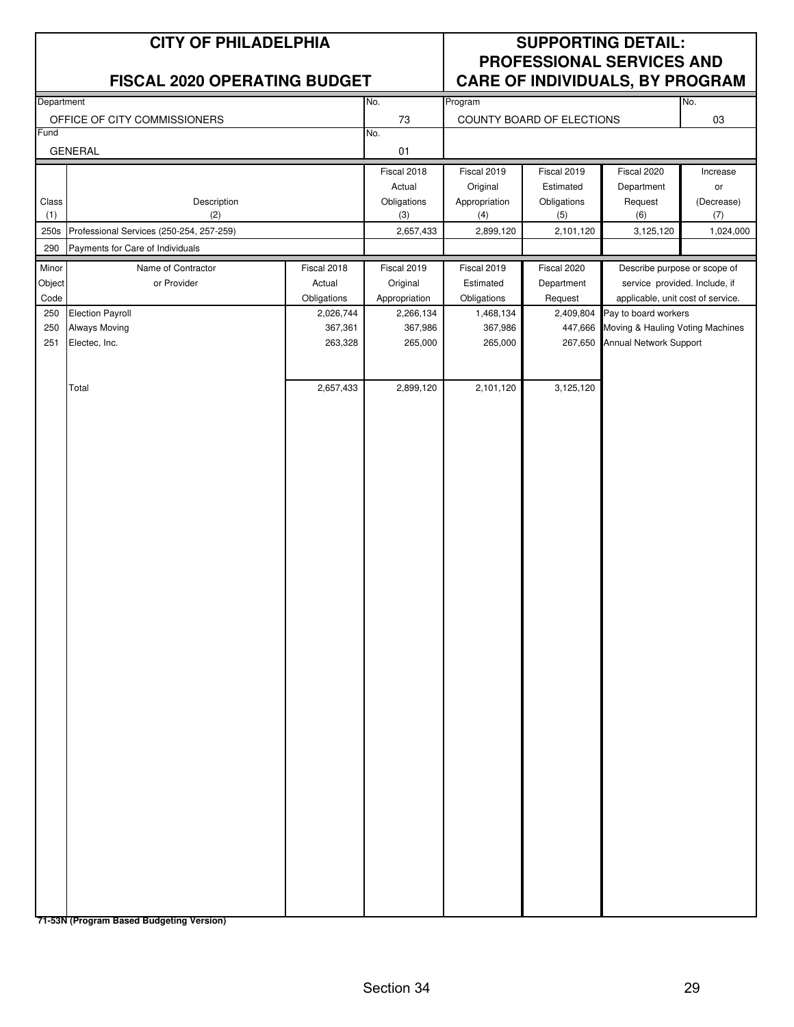# CITY OF PHILADELPHIA

## FISCAL 2020 OPERATING BUDGET

# SUPPORTING DETAIL: PROFESSIONAL SERVICES AND CARE OF INDIVIDUALS, BY PROGRAM

| Department | No. | Program | No. |
|---|---|---|---|
| OFFICE OF CITY COMMISSIONERS | 73 | COUNTY BOARD OF ELECTIONS | 03 |
| **Fund** | **No.** | | |
| GENERAL | 01 | | |

| Class (1) | Description (2) | Fiscal 2018 Actual Obligations (3) | Fiscal 2019 Original Appropriation (4) | Fiscal 2019 Estimated Obligations (5) | Fiscal 2020 Department Request (6) | Increase or (Decrease) (7) |
|---|---|---|---|---|---|---|
| 250s | Professional Services (250-254, 257-259) | 2,657,433 | 2,899,120 | 2,101,120 | 3,125,120 | 1,024,000 |
| 290 | Payments for Care of Individuals | | | | | |

| Minor Object Code | Name of Contractor or Provider | Fiscal 2018 Actual Obligations | Fiscal 2019 Original Appropriation | Fiscal 2019 Estimated Obligations | Fiscal 2020 Department Request | Describe purpose or scope of service provided. Include, if applicable, unit cost of service. |
|---|---|---|---|---|---|---|
| 250 | Election Payroll | 2,026,744 | 2,266,134 | 1,468,134 | 2,409,804 | Pay to board workers |
| 250 | Always Moving | 367,361 | 367,986 | 367,986 | 447,666 | Moving & Hauling Voting Machines |
| 251 | Electec, Inc. | 263,328 | 265,000 | 265,000 | 267,650 | Annual Network Support |
| | Total | 2,657,433 | 2,899,120 | 2,101,120 | 3,125,120 | |

**71-53N (Program Based Budgeting Version)**

Section 34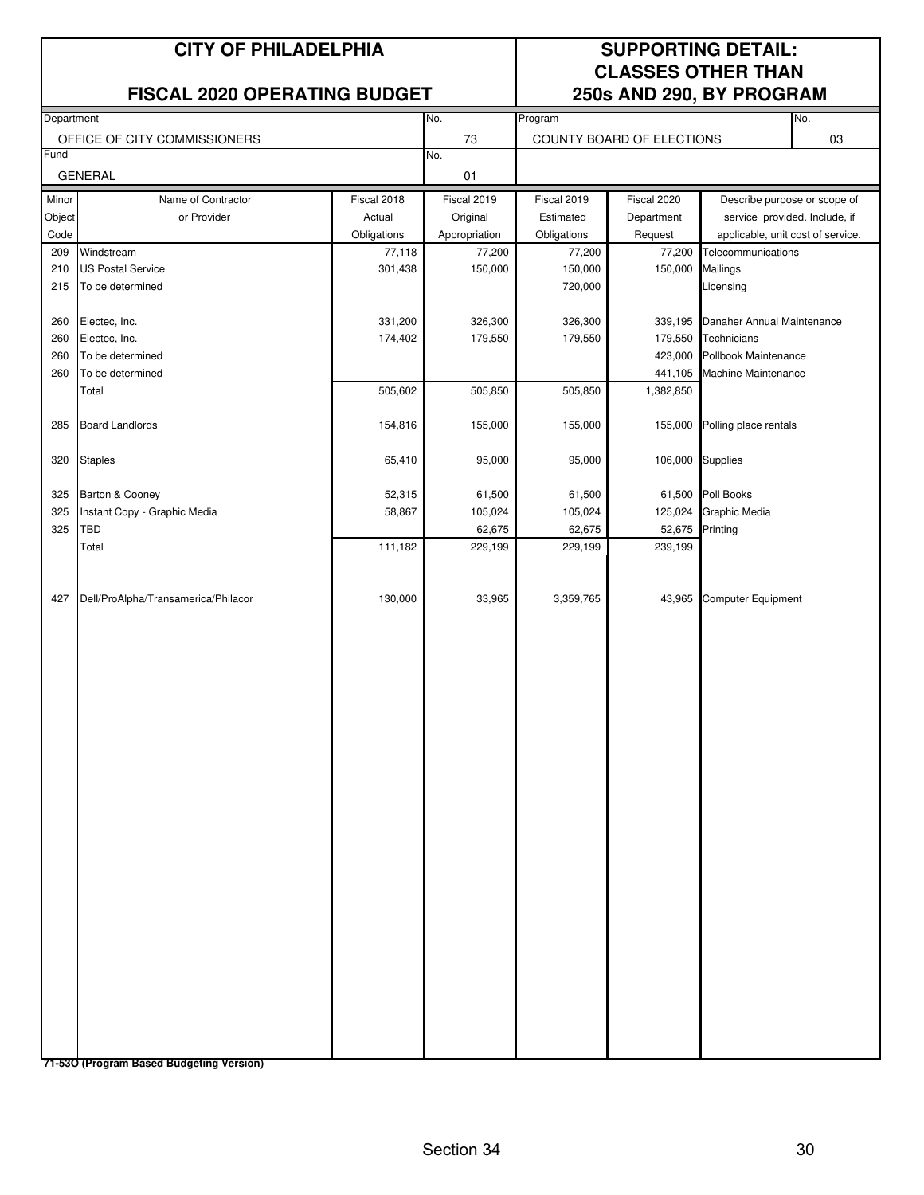# CITY OF PHILADELPHIA

## FISCAL 2020 OPERATING BUDGET

## SUPPORTING DETAIL: CLASSES OTHER THAN 250s AND 290, BY PROGRAM

| Department | No. | Program | No. |
|---|---|---|---|
| OFFICE OF CITY COMMISSIONERS | 73 | COUNTY BOARD OF ELECTIONS | 03 |
| **Fund** | **No.** | | |
| GENERAL | 01 | | |

| Minor Object Code | Name of Contractor or Provider | Fiscal 2018 Actual Obligations | Fiscal 2019 Original Appropriation | Fiscal 2019 Estimated Obligations | Fiscal 2020 Department Request | Describe purpose or scope of service provided. Include, if applicable, unit cost of service. |
|---|---|---|---|---|---|---|
| 209 | Windstream | 77,118 | 77,200 | 77,200 | 77,200 | Telecommunications |
| 210 | US Postal Service | 301,438 | 150,000 | 150,000 | 150,000 | Mailings |
| 215 | To be determined | | | 720,000 | | Licensing |
| 260 | Electec, Inc. | 331,200 | 326,300 | 326,300 | 339,195 | Danaher Annual Maintenance |
| 260 | Electec, Inc. | 174,402 | 179,550 | 179,550 | 179,550 | Technicians |
| 260 | To be determined | | | | 423,000 | Pollbook Maintenance |
| 260 | To be determined | | | | 441,105 | Machine Maintenance |
| | Total | 505,602 | 505,850 | 505,850 | 1,382,850 | |
| 285 | Board Landlords | 154,816 | 155,000 | 155,000 | 155,000 | Polling place rentals |
| 320 | Staples | 65,410 | 95,000 | 95,000 | 106,000 | Supplies |
| 325 | Barton & Cooney | 52,315 | 61,500 | 61,500 | 61,500 | Poll Books |
| 325 | Instant Copy - Graphic Media | 58,867 | 105,024 | 105,024 | 125,024 | Graphic Media |
| 325 | TBD | | 62,675 | 62,675 | 52,675 | Printing |
| | Total | 111,182 | 229,199 | 229,199 | 239,199 | |
| 427 | Dell/ProAlpha/Transamerica/Philacor | 130,000 | 33,965 | 3,359,765 | 43,965 | Computer Equipment |

**71-53O (Program Based Budgeting Version)**

Section 34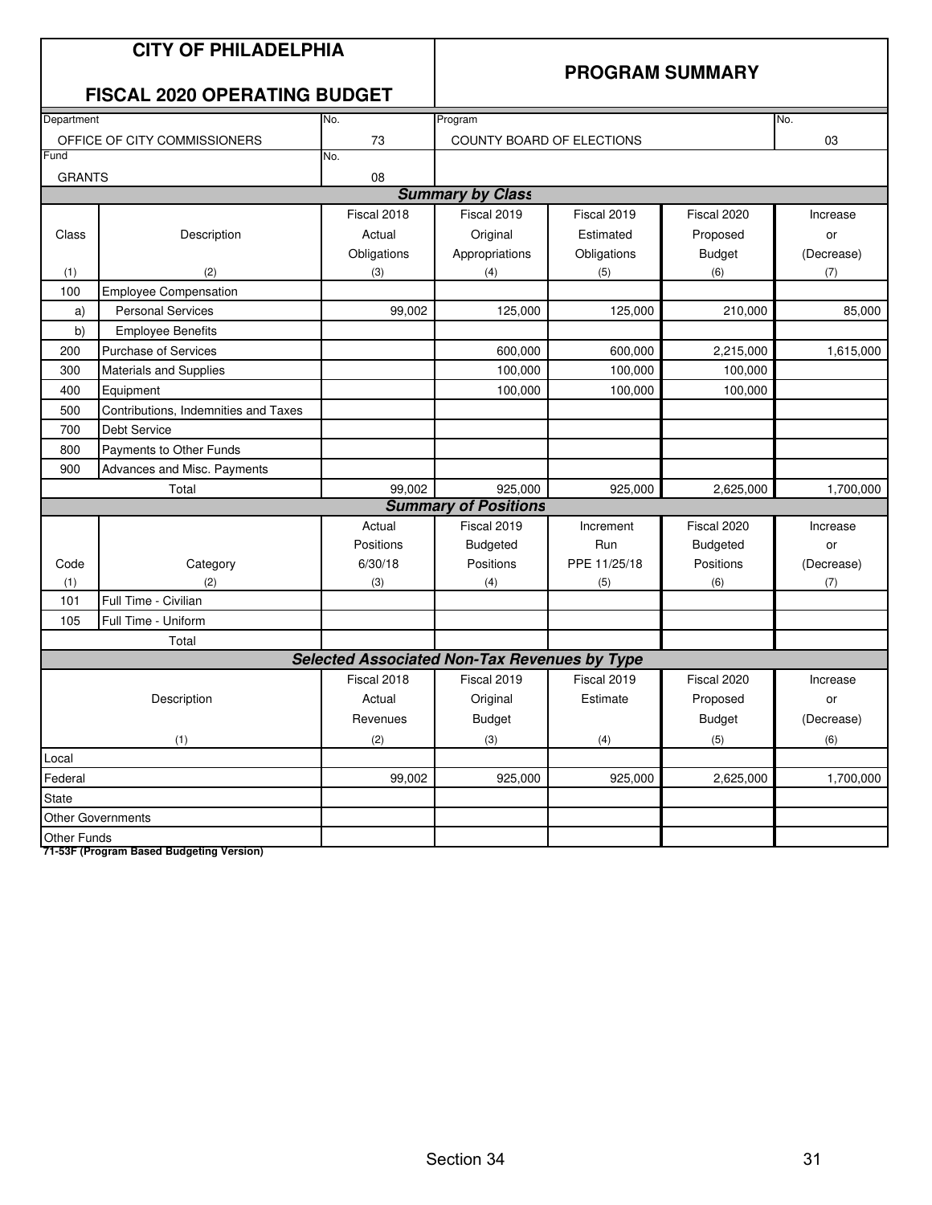# CITY OF PHILADELPHIA

## FISCAL 2020 OPERATING BUDGET

## PROGRAM SUMMARY

| Department | No. | Program | No. |
|---|---|---|---|
| OFFICE OF CITY COMMISSIONERS | 73 | COUNTY BOARD OF ELECTIONS | 03 |
| **Fund** | **No.** | | |
| GRANTS | 08 | | |

### *Summary by Class*

| Class | Description | Fiscal 2018 Actual Obligations | Fiscal 2019 Original Appropriations | Fiscal 2019 Estimated Obligations | Fiscal 2020 Proposed Budget | Increase or (Decrease) |
|---|---|---|---|---|---|---|
| (1) | (2) | (3) | (4) | (5) | (6) | (7) |
| 100 | Employee Compensation | | | | | |
| a) | Personal Services | 99,002 | 125,000 | 125,000 | 210,000 | 85,000 |
| b) | Employee Benefits | | | | | |
| 200 | Purchase of Services | | 600,000 | 600,000 | 2,215,000 | 1,615,000 |
| 300 | Materials and Supplies | | 100,000 | 100,000 | 100,000 | |
| 400 | Equipment | | 100,000 | 100,000 | 100,000 | |
| 500 | Contributions, Indemnities and Taxes | | | | | |
| 700 | Debt Service | | | | | |
| 800 | Payments to Other Funds | | | | | |
| 900 | Advances and Misc. Payments | | | | | |
| | Total | 99,002 | 925,000 | 925,000 | 2,625,000 | 1,700,000 |

### *Summary of Positions*

| Code | Category | Actual Positions 6/30/18 | Fiscal 2019 Budgeted Positions | Increment Run PPE 11/25/18 | Fiscal 2020 Budgeted Positions | Increase or (Decrease) |
|---|---|---|---|---|---|---|
| (1) | (2) | (3) | (4) | (5) | (6) | (7) |
| 101 | Full Time - Civilian | | | | | |
| 105 | Full Time - Uniform | | | | | |
| | Total | | | | | |

### *Selected Associated Non-Tax Revenues by Type*

| Description | Fiscal 2018 Actual Revenues | Fiscal 2019 Original Budget | Fiscal 2019 Estimate | Fiscal 2020 Proposed Budget | Increase or (Decrease) |
|---|---|---|---|---|---|
| (1) | (2) | (3) | (4) | (5) | (6) |
| Local | | | | | |
| Federal | 99,002 | 925,000 | 925,000 | 2,625,000 | 1,700,000 |
| State | | | | | |
| Other Governments | | | | | |
| Other Funds | | | | | |

**71-53F (Program Based Budgeting Version)**

Section 34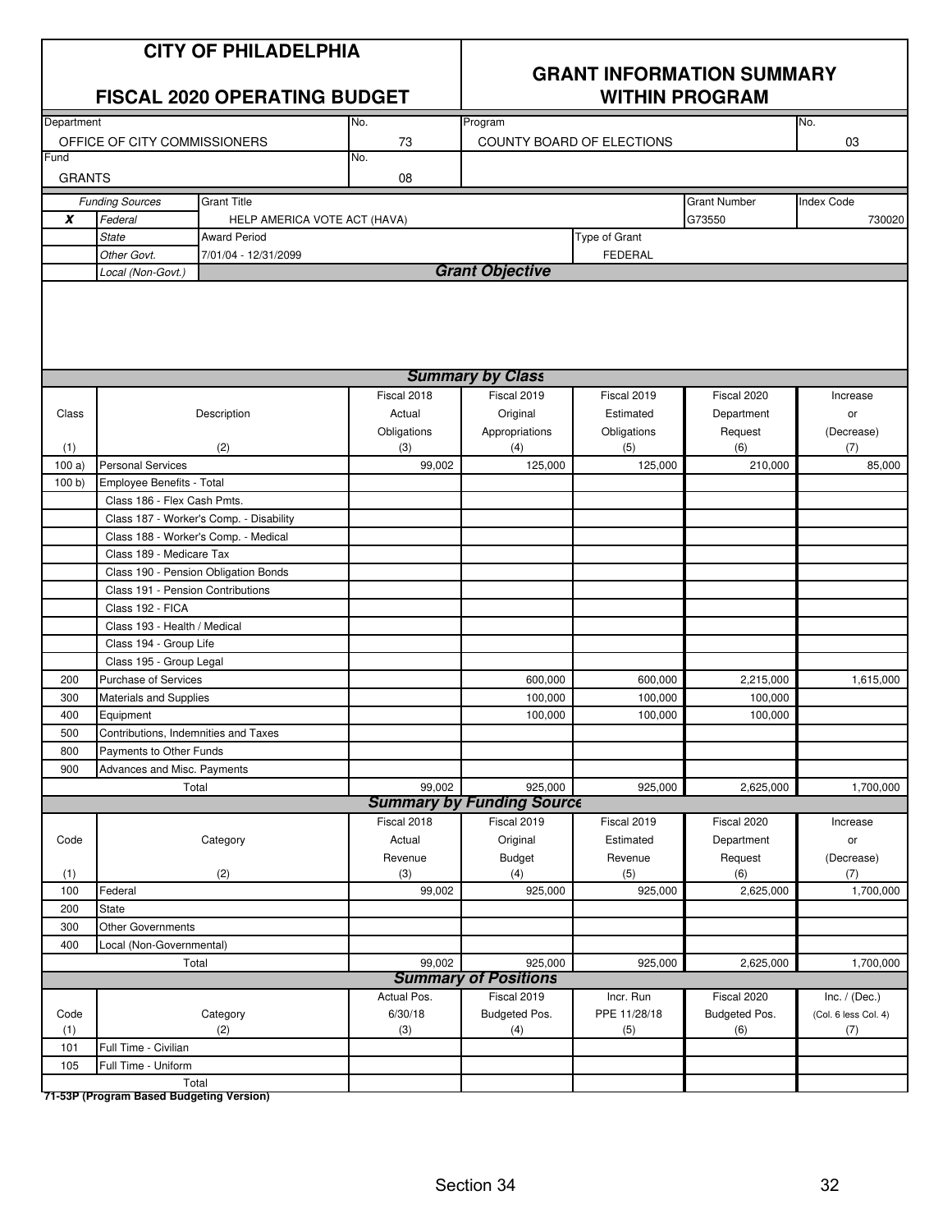# CITY OF PHILADELPHIA

## FISCAL 2020 OPERATING BUDGET

## GRANT INFORMATION SUMMARY WITHIN PROGRAM

| Department | No. | Program | No. |
|---|---|---|---|
| OFFICE OF CITY COMMISSIONERS | 73 | COUNTY BOARD OF ELECTIONS | 03 |
| **Fund** | **No.** | | |
| GRANTS | 08 | | |

| | Funding Sources | Grant Title | Grant Number | Index Code |
|---|---|---|---|---|
| X | Federal | HELP AMERICA VOTE ACT (HAVA) | G73550 | 730020 |
| | State | Award Period | Type of Grant | |
| | Other Govt. | 7/01/04 - 12/31/2099 | FEDERAL | |
| | Local (Non-Govt.) | | | |

### *Grant Objective*

### *Summary by Class*

| Class (1) | Description (2) | Fiscal 2018 Actual Obligations (3) | Fiscal 2019 Original Appropriations (4) | Fiscal 2019 Estimated Obligations (5) | Fiscal 2020 Department Request (6) | Increase or (Decrease) (7) |
|---|---|---|---|---|---|---|
| 100 a) | Personal Services | 99,002 | 125,000 | 125,000 | 210,000 | 85,000 |
| 100 b) | Employee Benefits - Total | | | | | |
| | Class 186 - Flex Cash Pmts. | | | | | |
| | Class 187 - Worker's Comp. - Disability | | | | | |
| | Class 188 - Worker's Comp. - Medical | | | | | |
| | Class 189 - Medicare Tax | | | | | |
| | Class 190 - Pension Obligation Bonds | | | | | |
| | Class 191 - Pension Contributions | | | | | |
| | Class 192 - FICA | | | | | |
| | Class 193 - Health / Medical | | | | | |
| | Class 194 - Group Life | | | | | |
| | Class 195 - Group Legal | | | | | |
| 200 | Purchase of Services | | 600,000 | 600,000 | 2,215,000 | 1,615,000 |
| 300 | Materials and Supplies | | 100,000 | 100,000 | 100,000 | |
| 400 | Equipment | | 100,000 | 100,000 | 100,000 | |
| 500 | Contributions, Indemnities and Taxes | | | | | |
| 800 | Payments to Other Funds | | | | | |
| 900 | Advances and Misc. Payments | | | | | |
| | Total | 99,002 | 925,000 | 925,000 | 2,625,000 | 1,700,000 |

### *Summary by Funding Source*

| Code (1) | Category (2) | Fiscal 2018 Actual Revenue (3) | Fiscal 2019 Original Budget (4) | Fiscal 2019 Estimated Revenue (5) | Fiscal 2020 Department Request (6) | Increase or (Decrease) (7) |
|---|---|---|---|---|---|---|
| 100 | Federal | 99,002 | 925,000 | 925,000 | 2,625,000 | 1,700,000 |
| 200 | State | | | | | |
| 300 | Other Governments | | | | | |
| 400 | Local (Non-Governmental) | | | | | |
| | Total | 99,002 | 925,000 | 925,000 | 2,625,000 | 1,700,000 |

### *Summary of Positions*

| Code (1) | Category (2) | Actual Pos. 6/30/18 (3) | Fiscal 2019 Budgeted Pos. (4) | Incr. Run PPE 11/28/18 (5) | Fiscal 2020 Budgeted Pos. (6) | Inc. / (Dec.) (Col. 6 less Col. 4) (7) |
|---|---|---|---|---|---|---|
| 101 | Full Time - Civilian | | | | | |
| 105 | Full Time - Uniform | | | | | |
| | Total | | | | | |

**71-53P (Program Based Budgeting Version)**

Section 34